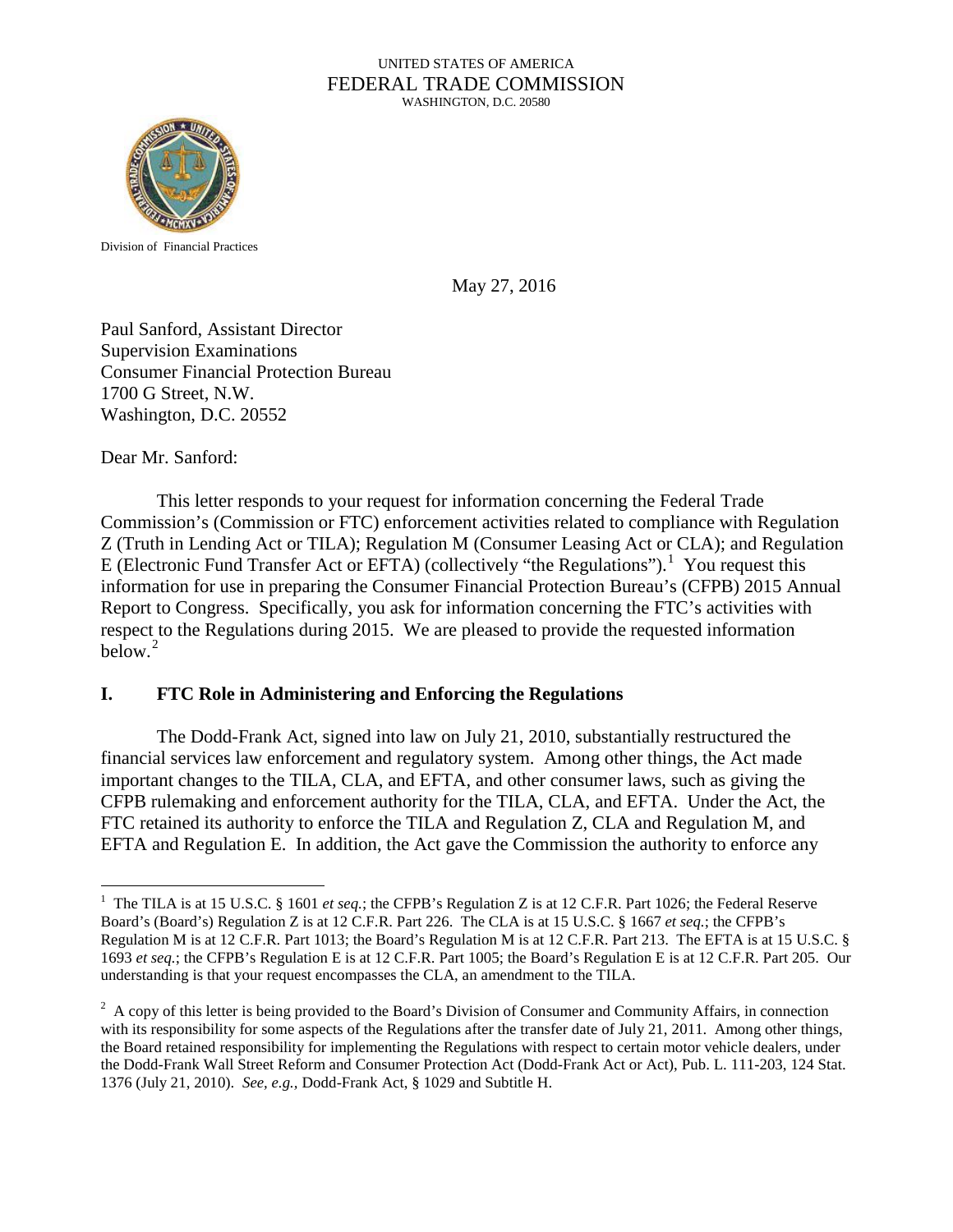UNITED STATES OF AMERICA
FEDERAL TRADE COMMISSION
WASHINGTON, D.C. 20580

Division of Financial Practices

May 27, 2016

Paul Sanford, Assistant Director
Supervision Examinations
Consumer Financial Protection Bureau
1700 G Street, N.W.
Washington, D.C. 20552

Dear Mr. Sanford:

This letter responds to your request for information concerning the Federal Trade Commission's (Commission or FTC) enforcement activities related to compliance with Regulation Z (Truth in Lending Act or TILA); Regulation M (Consumer Leasing Act or CLA); and Regulation E (Electronic Fund Transfer Act or EFTA) (collectively "the Regulations").[1] You request this information for use in preparing the Consumer Financial Protection Bureau's (CFPB) 2015 Annual Report to Congress. Specifically, you ask for information concerning the FTC's activities with respect to the Regulations during 2015. We are pleased to provide the requested information below.[2]

## I. FTC Role in Administering and Enforcing the Regulations

The Dodd-Frank Act, signed into law on July 21, 2010, substantially restructured the financial services law enforcement and regulatory system. Among other things, the Act made important changes to the TILA, CLA, and EFTA, and other consumer laws, such as giving the CFPB rulemaking and enforcement authority for the TILA, CLA, and EFTA. Under the Act, the FTC retained its authority to enforce the TILA and Regulation Z, CLA and Regulation M, and EFTA and Regulation E. In addition, the Act gave the Commission the authority to enforce any

---

[1] The TILA is at 15 U.S.C. § 1601 *et seq.*; the CFPB's Regulation Z is at 12 C.F.R. Part 1026; the Federal Reserve Board's (Board's) Regulation Z is at 12 C.F.R. Part 226. The CLA is at 15 U.S.C. § 1667 *et seq.*; the CFPB's Regulation M is at 12 C.F.R. Part 1013; the Board's Regulation M is at 12 C.F.R. Part 213. The EFTA is at 15 U.S.C. § 1693 *et seq.*; the CFPB's Regulation E is at 12 C.F.R. Part 1005; the Board's Regulation E is at 12 C.F.R. Part 205. Our understanding is that your request encompasses the CLA, an amendment to the TILA.

[2] A copy of this letter is being provided to the Board's Division of Consumer and Community Affairs, in connection with its responsibility for some aspects of the Regulations after the transfer date of July 21, 2011. Among other things, the Board retained responsibility for implementing the Regulations with respect to certain motor vehicle dealers, under the Dodd-Frank Wall Street Reform and Consumer Protection Act (Dodd-Frank Act or Act), Pub. L. 111-203, 124 Stat. 1376 (July 21, 2010). *See, e.g.*, Dodd-Frank Act, § 1029 and Subtitle H.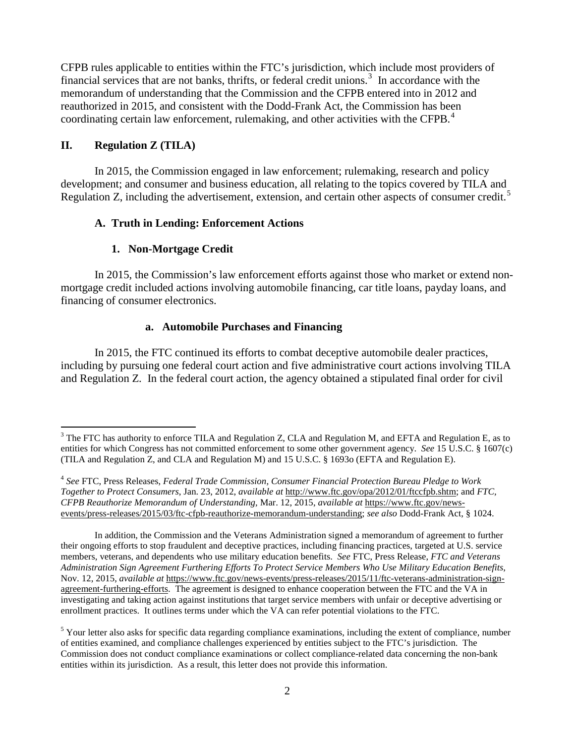CFPB rules applicable to entities within the FTC's jurisdiction, which include most providers of financial services that are not banks, thrifts, or federal credit unions.[3] In accordance with the memorandum of understanding that the Commission and the CFPB entered into in 2012 and reauthorized in 2015, and consistent with the Dodd-Frank Act, the Commission has been coordinating certain law enforcement, rulemaking, and other activities with the CFPB.[4]

## II. Regulation Z (TILA)

In 2015, the Commission engaged in law enforcement; rulemaking, research and policy development; and consumer and business education, all relating to the topics covered by TILA and Regulation Z, including the advertisement, extension, and certain other aspects of consumer credit.[5]

### A. Truth in Lending: Enforcement Actions

#### 1. Non-Mortgage Credit

In 2015, the Commission's law enforcement efforts against those who market or extend non-mortgage credit included actions involving automobile financing, car title loans, payday loans, and financing of consumer electronics.

##### a. Automobile Purchases and Financing

In 2015, the FTC continued its efforts to combat deceptive automobile dealer practices, including by pursuing one federal court action and five administrative court actions involving TILA and Regulation Z. In the federal court action, the agency obtained a stipulated final order for civil

---

[3] The FTC has authority to enforce TILA and Regulation Z, CLA and Regulation M, and EFTA and Regulation E, as to entities for which Congress has not committed enforcement to some other government agency. *See* 15 U.S.C. § 1607(c) (TILA and Regulation Z, and CLA and Regulation M) and 15 U.S.C. § 1693o (EFTA and Regulation E).

[4] *See* FTC, Press Releases, *Federal Trade Commission, Consumer Financial Protection Bureau Pledge to Work Together to Protect Consumers*, Jan. 23, 2012, *available at* http://www.ftc.gov/opa/2012/01/ftccfpb.shtm; and *FTC, CFPB Reauthorize Memorandum of Understanding*, Mar. 12, 2015, *available at* https://www.ftc.gov/news-events/press-releases/2015/03/ftc-cfpb-reauthorize-memorandum-understanding; *see also* Dodd-Frank Act, § 1024.

In addition, the Commission and the Veterans Administration signed a memorandum of agreement to further their ongoing efforts to stop fraudulent and deceptive practices, including financing practices, targeted at U.S. service members, veterans, and dependents who use military education benefits. *See* FTC, Press Release, *FTC and Veterans Administration Sign Agreement Furthering Efforts To Protect Service Members Who Use Military Education Benefits*, Nov. 12, 2015, *available at* https://www.ftc.gov/news-events/press-releases/2015/11/ftc-veterans-administration-sign-agreement-furthering-efforts. The agreement is designed to enhance cooperation between the FTC and the VA in investigating and taking action against institutions that target service members with unfair or deceptive advertising or enrollment practices. It outlines terms under which the VA can refer potential violations to the FTC.

[5] Your letter also asks for specific data regarding compliance examinations, including the extent of compliance, number of entities examined, and compliance challenges experienced by entities subject to the FTC's jurisdiction. The Commission does not conduct compliance examinations or collect compliance-related data concerning the non-bank entities within its jurisdiction. As a result, this letter does not provide this information.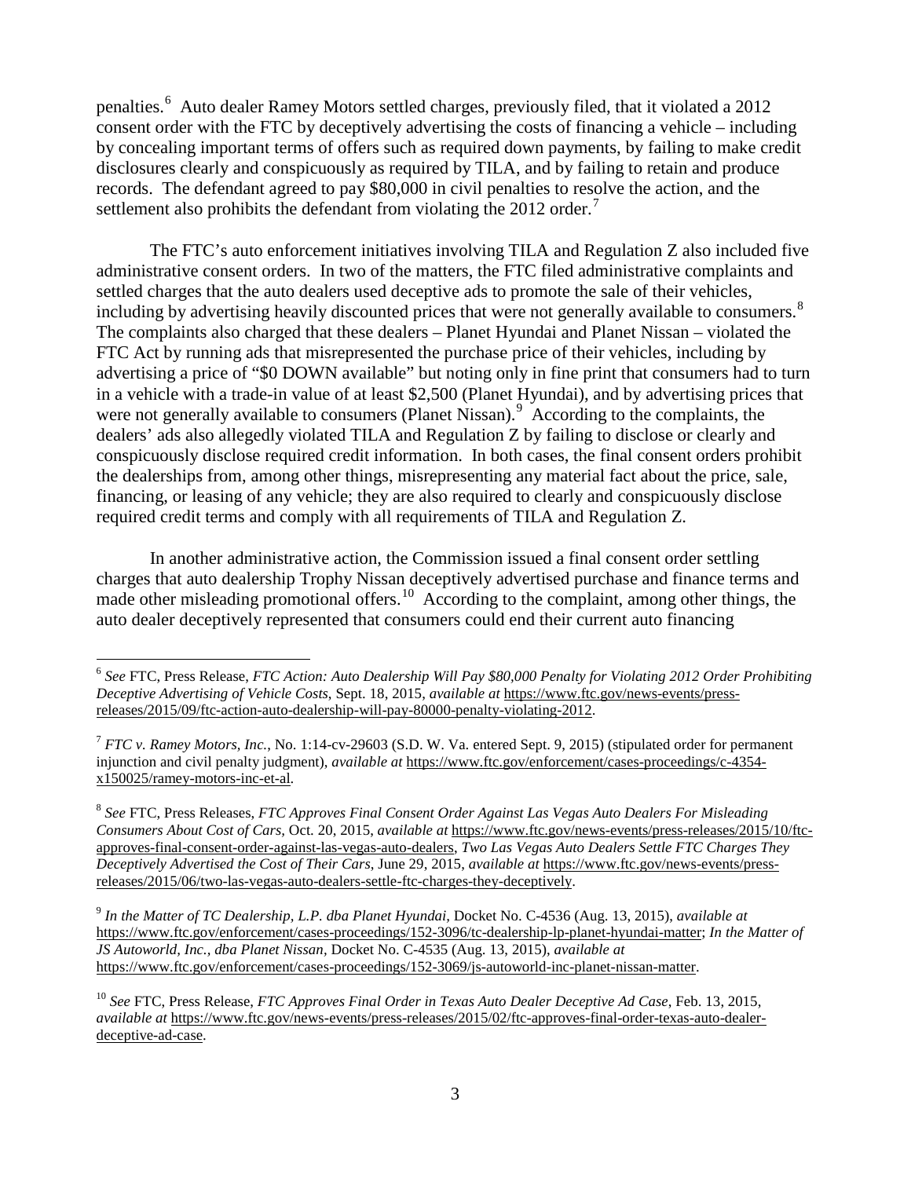penalties.[6] Auto dealer Ramey Motors settled charges, previously filed, that it violated a 2012 consent order with the FTC by deceptively advertising the costs of financing a vehicle – including by concealing important terms of offers such as required down payments, by failing to make credit disclosures clearly and conspicuously as required by TILA, and by failing to retain and produce records. The defendant agreed to pay $80,000 in civil penalties to resolve the action, and the settlement also prohibits the defendant from violating the 2012 order.[7]

The FTC's auto enforcement initiatives involving TILA and Regulation Z also included five administrative consent orders. In two of the matters, the FTC filed administrative complaints and settled charges that the auto dealers used deceptive ads to promote the sale of their vehicles, including by advertising heavily discounted prices that were not generally available to consumers.[8] The complaints also charged that these dealers – Planet Hyundai and Planet Nissan – violated the FTC Act by running ads that misrepresented the purchase price of their vehicles, including by advertising a price of "$0 DOWN available" but noting only in fine print that consumers had to turn in a vehicle with a trade-in value of at least $2,500 (Planet Hyundai), and by advertising prices that were not generally available to consumers (Planet Nissan).[9] According to the complaints, the dealers' ads also allegedly violated TILA and Regulation Z by failing to disclose or clearly and conspicuously disclose required credit information. In both cases, the final consent orders prohibit the dealerships from, among other things, misrepresenting any material fact about the price, sale, financing, or leasing of any vehicle; they are also required to clearly and conspicuously disclose required credit terms and comply with all requirements of TILA and Regulation Z.

In another administrative action, the Commission issued a final consent order settling charges that auto dealership Trophy Nissan deceptively advertised purchase and finance terms and made other misleading promotional offers.[10] According to the complaint, among other things, the auto dealer deceptively represented that consumers could end their current auto financing

---

[6] *See* FTC, Press Release, *FTC Action: Auto Dealership Will Pay $80,000 Penalty for Violating 2012 Order Prohibiting Deceptive Advertising of Vehicle Costs*, Sept. 18, 2015, *available at* https://www.ftc.gov/news-events/press-releases/2015/09/ftc-action-auto-dealership-will-pay-80000-penalty-violating-2012.

[7] *FTC v. Ramey Motors, Inc.*, No. 1:14-cv-29603 (S.D. W. Va. entered Sept. 9, 2015) (stipulated order for permanent injunction and civil penalty judgment), *available at* https://www.ftc.gov/enforcement/cases-proceedings/c-4354-x150025/ramey-motors-inc-et-al.

[8] *See* FTC, Press Releases, *FTC Approves Final Consent Order Against Las Vegas Auto Dealers For Misleading Consumers About Cost of Cars*, Oct. 20, 2015, *available at* https://www.ftc.gov/news-events/press-releases/2015/10/ftc-approves-final-consent-order-against-las-vegas-auto-dealers, *Two Las Vegas Auto Dealers Settle FTC Charges They Deceptively Advertised the Cost of Their Cars*, June 29, 2015, *available at* https://www.ftc.gov/news-events/press-releases/2015/06/two-las-vegas-auto-dealers-settle-ftc-charges-they-deceptively.

[9] *In the Matter of TC Dealership, L.P. dba Planet Hyundai*, Docket No. C-4536 (Aug. 13, 2015), *available at* https://www.ftc.gov/enforcement/cases-proceedings/152-3096/tc-dealership-lp-planet-hyundai-matter; *In the Matter of JS Autoworld, Inc., dba Planet Nissan*, Docket No. C-4535 (Aug. 13, 2015), *available at* https://www.ftc.gov/enforcement/cases-proceedings/152-3069/js-autoworld-inc-planet-nissan-matter.

[10] *See* FTC, Press Release, *FTC Approves Final Order in Texas Auto Dealer Deceptive Ad Case*, Feb. 13, 2015, *available at* https://www.ftc.gov/news-events/press-releases/2015/02/ftc-approves-final-order-texas-auto-dealer-deceptive-ad-case.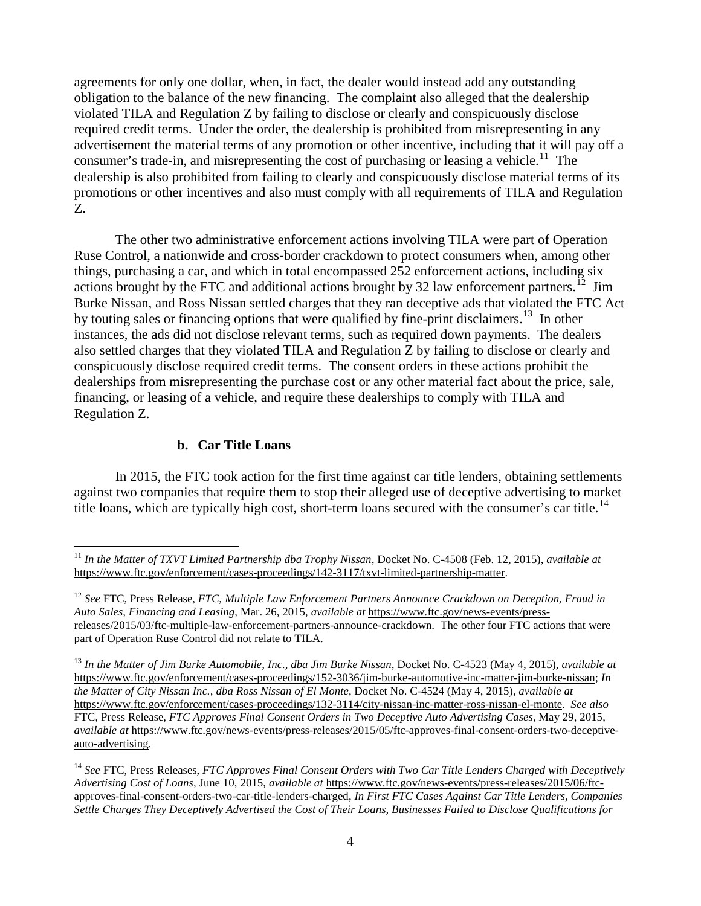agreements for only one dollar, when, in fact, the dealer would instead add any outstanding obligation to the balance of the new financing. The complaint also alleged that the dealership violated TILA and Regulation Z by failing to disclose or clearly and conspicuously disclose required credit terms. Under the order, the dealership is prohibited from misrepresenting in any advertisement the material terms of any promotion or other incentive, including that it will pay off a consumer's trade-in, and misrepresenting the cost of purchasing or leasing a vehicle.[11] The dealership is also prohibited from failing to clearly and conspicuously disclose material terms of its promotions or other incentives and also must comply with all requirements of TILA and Regulation Z.

The other two administrative enforcement actions involving TILA were part of Operation Ruse Control, a nationwide and cross-border crackdown to protect consumers when, among other things, purchasing a car, and which in total encompassed 252 enforcement actions, including six actions brought by the FTC and additional actions brought by 32 law enforcement partners.[12] Jim Burke Nissan, and Ross Nissan settled charges that they ran deceptive ads that violated the FTC Act by touting sales or financing options that were qualified by fine-print disclaimers.[13] In other instances, the ads did not disclose relevant terms, such as required down payments. The dealers also settled charges that they violated TILA and Regulation Z by failing to disclose or clearly and conspicuously disclose required credit terms. The consent orders in these actions prohibit the dealerships from misrepresenting the purchase cost or any other material fact about the price, sale, financing, or leasing of a vehicle, and require these dealerships to comply with TILA and Regulation Z.

#### b. Car Title Loans

In 2015, the FTC took action for the first time against car title lenders, obtaining settlements against two companies that require them to stop their alleged use of deceptive advertising to market title loans, which are typically high cost, short-term loans secured with the consumer's car title.[14]

---

[11] *In the Matter of TXVT Limited Partnership dba Trophy Nissan*, Docket No. C-4508 (Feb. 12, 2015), *available at* https://www.ftc.gov/enforcement/cases-proceedings/142-3117/txvt-limited-partnership-matter.

[12] *See* FTC, Press Release, *FTC, Multiple Law Enforcement Partners Announce Crackdown on Deception, Fraud in Auto Sales, Financing and Leasing*, Mar. 26, 2015, *available at* https://www.ftc.gov/news-events/press-releases/2015/03/ftc-multiple-law-enforcement-partners-announce-crackdown. The other four FTC actions that were part of Operation Ruse Control did not relate to TILA.

[13] *In the Matter of Jim Burke Automobile, Inc., dba Jim Burke Nissan*, Docket No. C-4523 (May 4, 2015), *available at* https://www.ftc.gov/enforcement/cases-proceedings/152-3036/jim-burke-automotive-inc-matter-jim-burke-nissan; *In the Matter of City Nissan Inc., dba Ross Nissan of El Monte*, Docket No. C-4524 (May 4, 2015), *available at* https://www.ftc.gov/enforcement/cases-proceedings/132-3114/city-nissan-inc-matter-ross-nissan-el-monte. *See also* FTC, Press Release, *FTC Approves Final Consent Orders in Two Deceptive Auto Advertising Cases*, May 29, 2015, *available at* https://www.ftc.gov/news-events/press-releases/2015/05/ftc-approves-final-consent-orders-two-deceptive-auto-advertising.

[14] *See* FTC, Press Releases, *FTC Approves Final Consent Orders with Two Car Title Lenders Charged with Deceptively Advertising Cost of Loans*, June 10, 2015, *available at* https://www.ftc.gov/news-events/press-releases/2015/06/ftc-approves-final-consent-orders-two-car-title-lenders-charged, *In First FTC Cases Against Car Title Lenders, Companies Settle Charges They Deceptively Advertised the Cost of Their Loans, Businesses Failed to Disclose Qualifications for*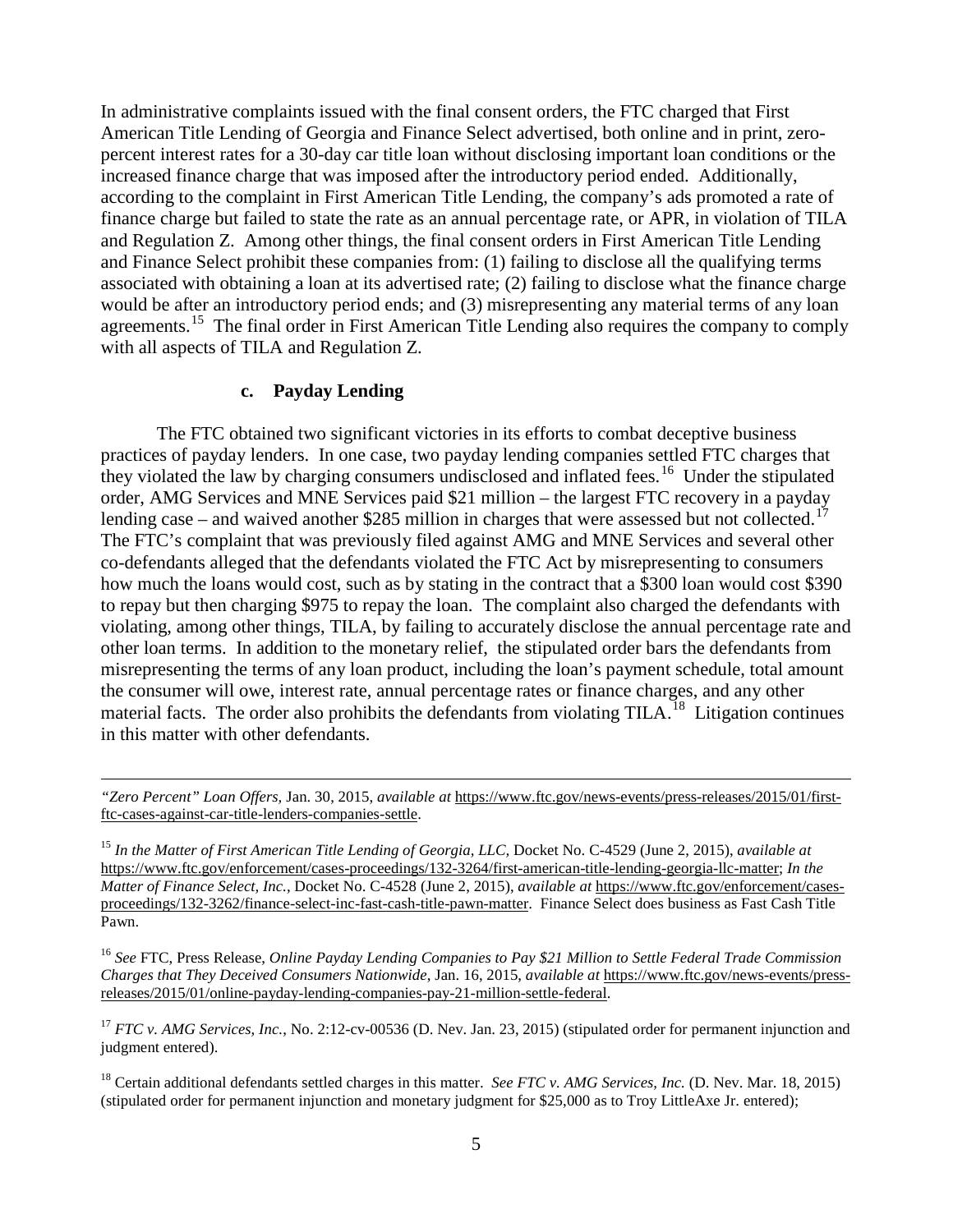In administrative complaints issued with the final consent orders, the FTC charged that First American Title Lending of Georgia and Finance Select advertised, both online and in print, zero-percent interest rates for a 30-day car title loan without disclosing important loan conditions or the increased finance charge that was imposed after the introductory period ended. Additionally, according to the complaint in First American Title Lending, the company's ads promoted a rate of finance charge but failed to state the rate as an annual percentage rate, or APR, in violation of TILA and Regulation Z. Among other things, the final consent orders in First American Title Lending and Finance Select prohibit these companies from: (1) failing to disclose all the qualifying terms associated with obtaining a loan at its advertised rate; (2) failing to disclose what the finance charge would be after an introductory period ends; and (3) misrepresenting any material terms of any loan agreements.[15] The final order in First American Title Lending also requires the company to comply with all aspects of TILA and Regulation Z.

### c. Payday Lending

The FTC obtained two significant victories in its efforts to combat deceptive business practices of payday lenders. In one case, two payday lending companies settled FTC charges that they violated the law by charging consumers undisclosed and inflated fees.[16] Under the stipulated order, AMG Services and MNE Services paid $21 million – the largest FTC recovery in a payday lending case – and waived another $285 million in charges that were assessed but not collected.[17] The FTC's complaint that was previously filed against AMG and MNE Services and several other co-defendants alleged that the defendants violated the FTC Act by misrepresenting to consumers how much the loans would cost, such as by stating in the contract that a $300 loan would cost $390 to repay but then charging $975 to repay the loan. The complaint also charged the defendants with violating, among other things, TILA, by failing to accurately disclose the annual percentage rate and other loan terms. In addition to the monetary relief, the stipulated order bars the defendants from misrepresenting the terms of any loan product, including the loan's payment schedule, total amount the consumer will owe, interest rate, annual percentage rates or finance charges, and any other material facts. The order also prohibits the defendants from violating TILA.[18] Litigation continues in this matter with other defendants.

---

*"Zero Percent" Loan Offers,* Jan. 30, 2015, *available at* https://www.ftc.gov/news-events/press-releases/2015/01/first-ftc-cases-against-car-title-lenders-companies-settle.

[15] *In the Matter of First American Title Lending of Georgia, LLC,* Docket No. C-4529 (June 2, 2015), *available at* https://www.ftc.gov/enforcement/cases-proceedings/132-3264/first-american-title-lending-georgia-llc-matter; *In the Matter of Finance Select, Inc.*, Docket No. C-4528 (June 2, 2015), *available at* https://www.ftc.gov/enforcement/cases-proceedings/132-3262/finance-select-inc-fast-cash-title-pawn-matter. Finance Select does business as Fast Cash Title Pawn.

[16] *See* FTC, Press Release, *Online Payday Lending Companies to Pay $21 Million to Settle Federal Trade Commission Charges that They Deceived Consumers Nationwide*, Jan. 16, 2015, *available at* https://www.ftc.gov/news-events/press-releases/2015/01/online-payday-lending-companies-pay-21-million-settle-federal.

[17] *FTC v. AMG Services, Inc.*, No. 2:12-cv-00536 (D. Nev. Jan. 23, 2015) (stipulated order for permanent injunction and judgment entered).

[18] Certain additional defendants settled charges in this matter. *See FTC v. AMG Services, Inc.* (D. Nev. Mar. 18, 2015) (stipulated order for permanent injunction and monetary judgment for $25,000 as to Troy LittleAxe Jr. entered);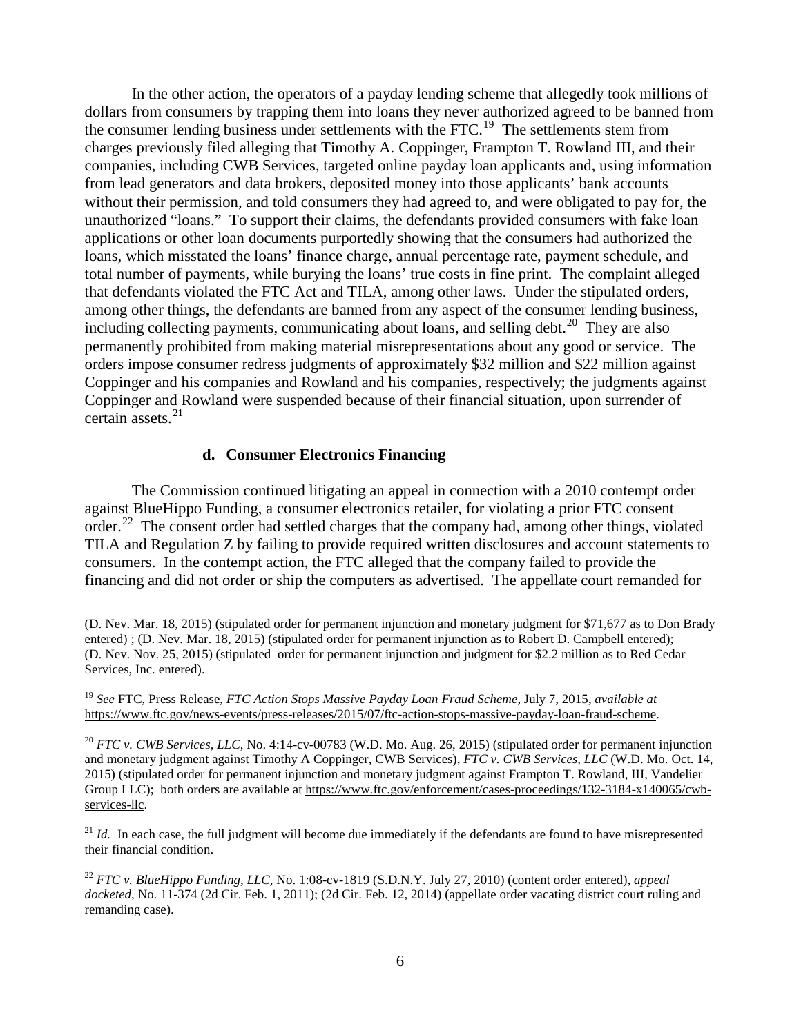In the other action, the operators of a payday lending scheme that allegedly took millions of dollars from consumers by trapping them into loans they never authorized agreed to be banned from the consumer lending business under settlements with the FTC.[19] The settlements stem from charges previously filed alleging that Timothy A. Coppinger, Frampton T. Rowland III, and their companies, including CWB Services, targeted online payday loan applicants and, using information from lead generators and data brokers, deposited money into those applicants' bank accounts without their permission, and told consumers they had agreed to, and were obligated to pay for, the unauthorized "loans." To support their claims, the defendants provided consumers with fake loan applications or other loan documents purportedly showing that the consumers had authorized the loans, which misstated the loans' finance charge, annual percentage rate, payment schedule, and total number of payments, while burying the loans' true costs in fine print. The complaint alleged that defendants violated the FTC Act and TILA, among other laws. Under the stipulated orders, among other things, the defendants are banned from any aspect of the consumer lending business, including collecting payments, communicating about loans, and selling debt.[20] They are also permanently prohibited from making material misrepresentations about any good or service. The orders impose consumer redress judgments of approximately $32 million and $22 million against Coppinger and his companies and Rowland and his companies, respectively; the judgments against Coppinger and Rowland were suspended because of their financial situation, upon surrender of certain assets.[21]

### d. Consumer Electronics Financing

The Commission continued litigating an appeal in connection with a 2010 contempt order against BlueHippo Funding, a consumer electronics retailer, for violating a prior FTC consent order.[22] The consent order had settled charges that the company had, among other things, violated TILA and Regulation Z by failing to provide required written disclosures and account statements to consumers. In the contempt action, the FTC alleged that the company failed to provide the financing and did not order or ship the computers as advertised. The appellate court remanded for

---

(D. Nev. Mar. 18, 2015) (stipulated order for permanent injunction and monetary judgment for $71,677 as to Don Brady entered) ; (D. Nev. Mar. 18, 2015) (stipulated order for permanent injunction as to Robert D. Campbell entered); (D. Nev. Nov. 25, 2015) (stipulated order for permanent injunction and judgment for $2.2 million as to Red Cedar Services, Inc. entered).

[19] *See* FTC, Press Release, *FTC Action Stops Massive Payday Loan Fraud Scheme*, July 7, 2015, *available at* https://www.ftc.gov/news-events/press-releases/2015/07/ftc-action-stops-massive-payday-loan-fraud-scheme.

[20] *FTC v. CWB Services, LLC*, No. 4:14-cv-00783 (W.D. Mo. Aug. 26, 2015) (stipulated order for permanent injunction and monetary judgment against Timothy A Coppinger, CWB Services), *FTC v. CWB Services, LLC* (W.D. Mo. Oct. 14, 2015) (stipulated order for permanent injunction and monetary judgment against Frampton T. Rowland, III, Vandelier Group LLC); both orders are available at https://www.ftc.gov/enforcement/cases-proceedings/132-3184-x140065/cwb-services-llc.

[21] *Id.* In each case, the full judgment will become due immediately if the defendants are found to have misrepresented their financial condition.

[22] *FTC v. BlueHippo Funding, LLC*, No. 1:08-cv-1819 (S.D.N.Y. July 27, 2010) (content order entered), *appeal docketed*, No. 11-374 (2d Cir. Feb. 1, 2011); (2d Cir. Feb. 12, 2014) (appellate order vacating district court ruling and remanding case).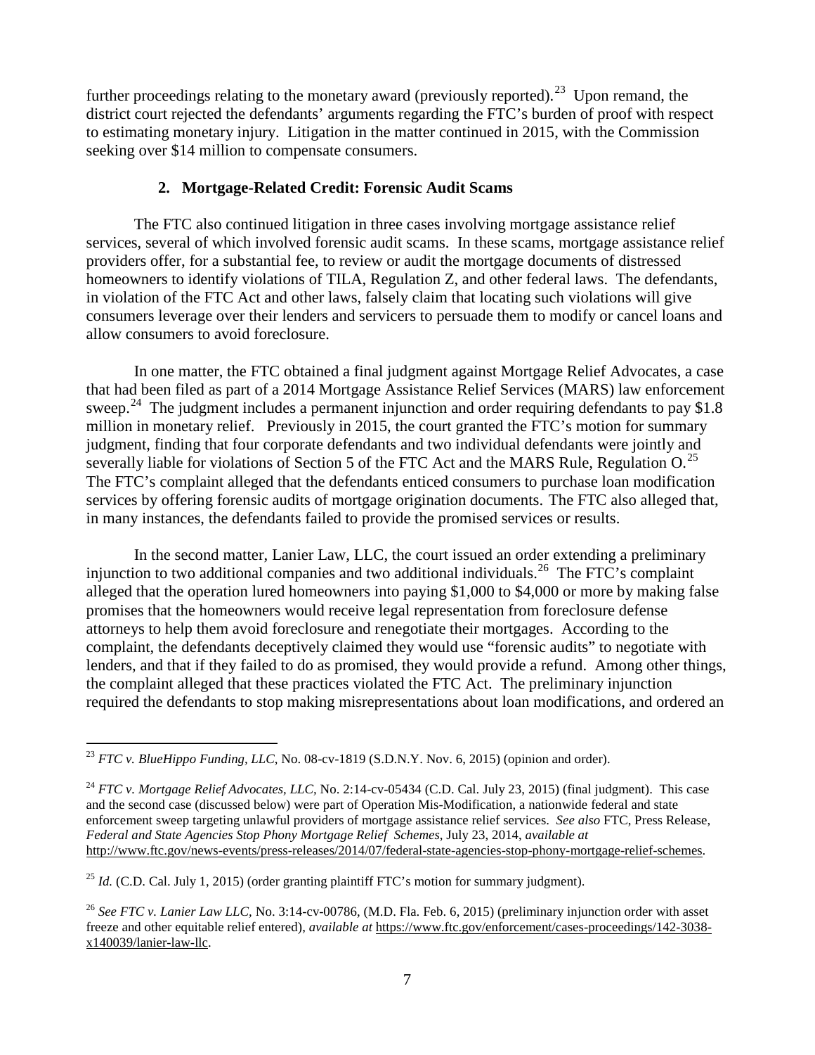further proceedings relating to the monetary award (previously reported).[23] Upon remand, the district court rejected the defendants' arguments regarding the FTC's burden of proof with respect to estimating monetary injury. Litigation in the matter continued in 2015, with the Commission seeking over $14 million to compensate consumers.

### 2. Mortgage-Related Credit: Forensic Audit Scams

The FTC also continued litigation in three cases involving mortgage assistance relief services, several of which involved forensic audit scams. In these scams, mortgage assistance relief providers offer, for a substantial fee, to review or audit the mortgage documents of distressed homeowners to identify violations of TILA, Regulation Z, and other federal laws. The defendants, in violation of the FTC Act and other laws, falsely claim that locating such violations will give consumers leverage over their lenders and servicers to persuade them to modify or cancel loans and allow consumers to avoid foreclosure.

In one matter, the FTC obtained a final judgment against Mortgage Relief Advocates, a case that had been filed as part of a 2014 Mortgage Assistance Relief Services (MARS) law enforcement sweep.[24] The judgment includes a permanent injunction and order requiring defendants to pay $1.8 million in monetary relief. Previously in 2015, the court granted the FTC's motion for summary judgment, finding that four corporate defendants and two individual defendants were jointly and severally liable for violations of Section 5 of the FTC Act and the MARS Rule, Regulation O.[25] The FTC's complaint alleged that the defendants enticed consumers to purchase loan modification services by offering forensic audits of mortgage origination documents. The FTC also alleged that, in many instances, the defendants failed to provide the promised services or results.

In the second matter, Lanier Law, LLC, the court issued an order extending a preliminary injunction to two additional companies and two additional individuals.[26] The FTC's complaint alleged that the operation lured homeowners into paying $1,000 to $4,000 or more by making false promises that the homeowners would receive legal representation from foreclosure defense attorneys to help them avoid foreclosure and renegotiate their mortgages. According to the complaint, the defendants deceptively claimed they would use "forensic audits" to negotiate with lenders, and that if they failed to do as promised, they would provide a refund. Among other things, the complaint alleged that these practices violated the FTC Act. The preliminary injunction required the defendants to stop making misrepresentations about loan modifications, and ordered an

---

[23] *FTC v. BlueHippo Funding, LLC*, No. 08-cv-1819 (S.D.N.Y. Nov. 6, 2015) (opinion and order).

[24] *FTC v. Mortgage Relief Advocates, LLC*, No. 2:14-cv-05434 (C.D. Cal. July 23, 2015) (final judgment). This case and the second case (discussed below) were part of Operation Mis-Modification, a nationwide federal and state enforcement sweep targeting unlawful providers of mortgage assistance relief services. *See also* FTC, Press Release, *Federal and State Agencies Stop Phony Mortgage Relief Schemes*, July 23, 2014, *available at* http://www.ftc.gov/news-events/press-releases/2014/07/federal-state-agencies-stop-phony-mortgage-relief-schemes.

[25] *Id.* (C.D. Cal. July 1, 2015) (order granting plaintiff FTC's motion for summary judgment).

[26] *See FTC v. Lanier Law LLC*, No. 3:14-cv-00786, (M.D. Fla. Feb. 6, 2015) (preliminary injunction order with asset freeze and other equitable relief entered), *available at* https://www.ftc.gov/enforcement/cases-proceedings/142-3038-x140039/lanier-law-llc.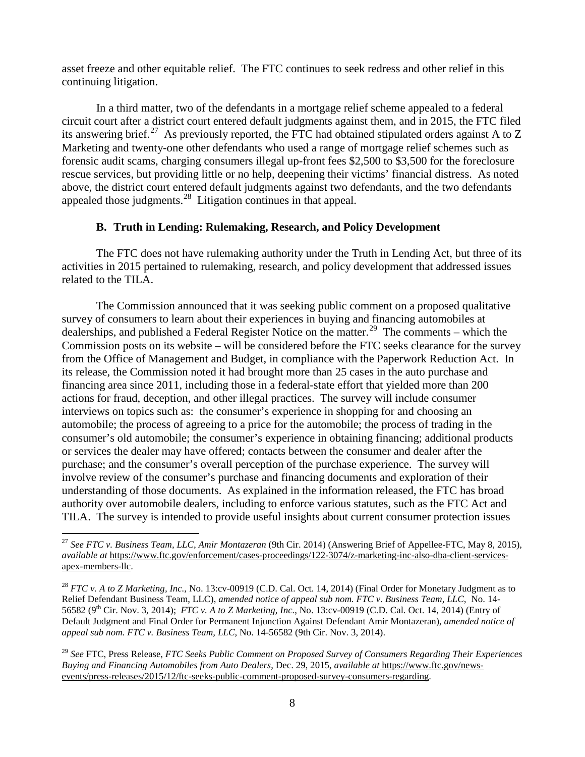asset freeze and other equitable relief. The FTC continues to seek redress and other relief in this continuing litigation.

In a third matter, two of the defendants in a mortgage relief scheme appealed to a federal circuit court after a district court entered default judgments against them, and in 2015, the FTC filed its answering brief.[27] As previously reported, the FTC had obtained stipulated orders against A to Z Marketing and twenty-one other defendants who used a range of mortgage relief schemes such as forensic audit scams, charging consumers illegal up-front fees $2,500 to $3,500 for the foreclosure rescue services, but providing little or no help, deepening their victims' financial distress. As noted above, the district court entered default judgments against two defendants, and the two defendants appealed those judgments.[28] Litigation continues in that appeal.

### B. Truth in Lending: Rulemaking, Research, and Policy Development

The FTC does not have rulemaking authority under the Truth in Lending Act, but three of its activities in 2015 pertained to rulemaking, research, and policy development that addressed issues related to the TILA.

The Commission announced that it was seeking public comment on a proposed qualitative survey of consumers to learn about their experiences in buying and financing automobiles at dealerships, and published a Federal Register Notice on the matter.[29] The comments – which the Commission posts on its website – will be considered before the FTC seeks clearance for the survey from the Office of Management and Budget, in compliance with the Paperwork Reduction Act. In its release, the Commission noted it had brought more than 25 cases in the auto purchase and financing area since 2011, including those in a federal-state effort that yielded more than 200 actions for fraud, deception, and other illegal practices. The survey will include consumer interviews on topics such as: the consumer's experience in shopping for and choosing an automobile; the process of agreeing to a price for the automobile; the process of trading in the consumer's old automobile; the consumer's experience in obtaining financing; additional products or services the dealer may have offered; contacts between the consumer and dealer after the purchase; and the consumer's overall perception of the purchase experience. The survey will involve review of the consumer's purchase and financing documents and exploration of their understanding of those documents. As explained in the information released, the FTC has broad authority over automobile dealers, including to enforce various statutes, such as the FTC Act and TILA. The survey is intended to provide useful insights about current consumer protection issues

---

[27] *See FTC v. Business Team, LLC, Amir Montazeran* (9th Cir. 2014) (Answering Brief of Appellee-FTC, May 8, 2015), *available at* https://www.ftc.gov/enforcement/cases-proceedings/122-3074/z-marketing-inc-also-dba-client-services-apex-members-llc.

[28] *FTC v. A to Z Marketing, Inc*., No. 13:cv-00919 (C.D. Cal. Oct. 14, 2014) (Final Order for Monetary Judgment as to Relief Defendant Business Team, LLC), *amended notice of appeal sub nom. FTC v. Business Team, LLC,* No. 14-56582 (9th Cir. Nov. 3, 2014); *FTC v. A to Z Marketing, Inc.*, No. 13:cv-00919 (C.D. Cal. Oct. 14, 2014) (Entry of Default Judgment and Final Order for Permanent Injunction Against Defendant Amir Montazeran), *amended notice of appeal sub nom. FTC v. Business Team, LLC,* No. 14-56582 (9th Cir. Nov. 3, 2014).

[29] *See* FTC, Press Release, *FTC Seeks Public Comment on Proposed Survey of Consumers Regarding Their Experiences Buying and Financing Automobiles from Auto Dealers*, Dec. 29, 2015, *available at* https://www.ftc.gov/news-events/press-releases/2015/12/ftc-seeks-public-comment-proposed-survey-consumers-regarding.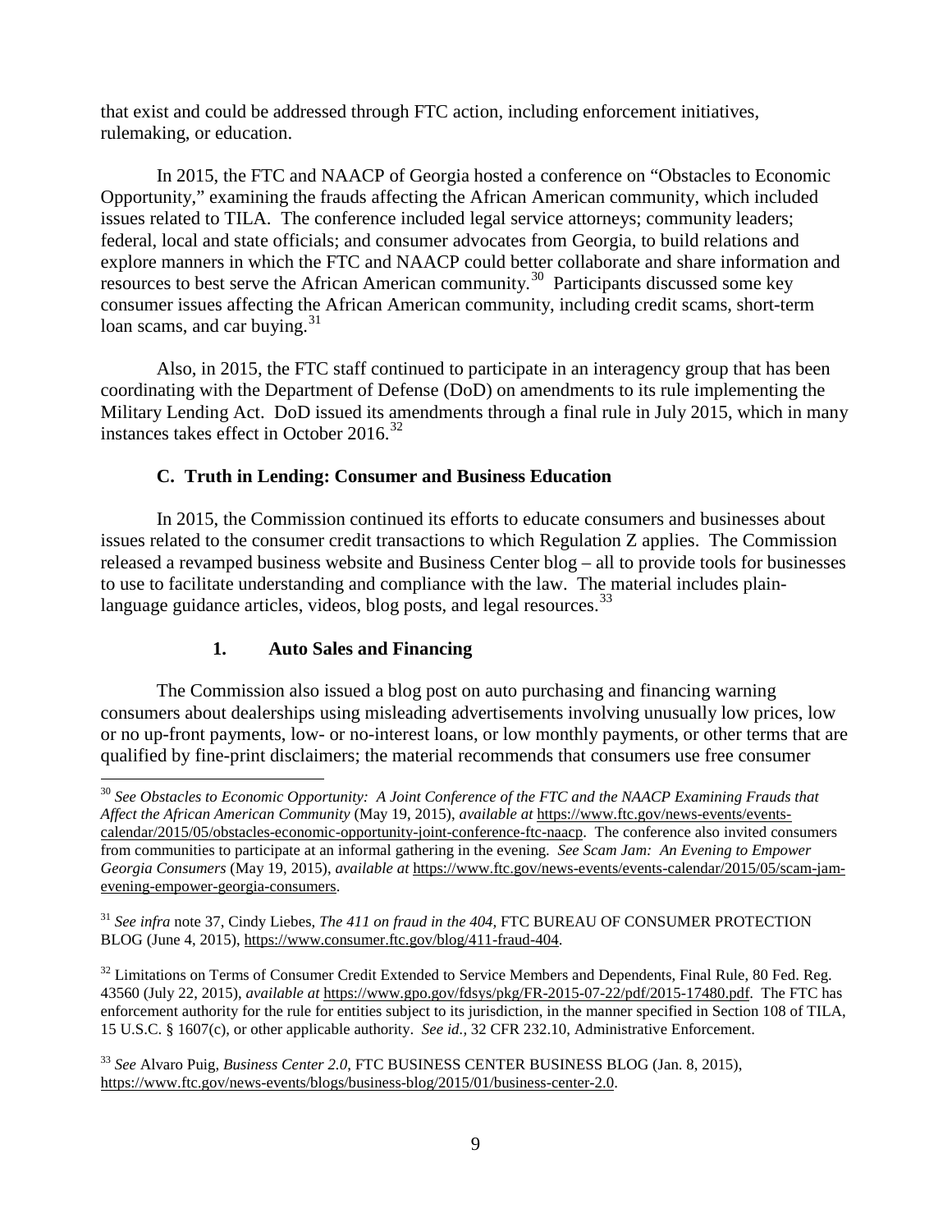that exist and could be addressed through FTC action, including enforcement initiatives, rulemaking, or education.

In 2015, the FTC and NAACP of Georgia hosted a conference on "Obstacles to Economic Opportunity," examining the frauds affecting the African American community, which included issues related to TILA. The conference included legal service attorneys; community leaders; federal, local and state officials; and consumer advocates from Georgia, to build relations and explore manners in which the FTC and NAACP could better collaborate and share information and resources to best serve the African American community.[30] Participants discussed some key consumer issues affecting the African American community, including credit scams, short-term loan scams, and car buying.[31]

Also, in 2015, the FTC staff continued to participate in an interagency group that has been coordinating with the Department of Defense (DoD) on amendments to its rule implementing the Military Lending Act. DoD issued its amendments through a final rule in July 2015, which in many instances takes effect in October 2016.[32]

### C. Truth in Lending: Consumer and Business Education

In 2015, the Commission continued its efforts to educate consumers and businesses about issues related to the consumer credit transactions to which Regulation Z applies. The Commission released a revamped business website and Business Center blog – all to provide tools for businesses to use to facilitate understanding and compliance with the law. The material includes plain-language guidance articles, videos, blog posts, and legal resources.[33]

#### 1. Auto Sales and Financing

The Commission also issued a blog post on auto purchasing and financing warning consumers about dealerships using misleading advertisements involving unusually low prices, low or no up-front payments, low- or no-interest loans, or low monthly payments, or other terms that are qualified by fine-print disclaimers; the material recommends that consumers use free consumer

---

[30] *See Obstacles to Economic Opportunity: A Joint Conference of the FTC and the NAACP Examining Frauds that Affect the African American Community* (May 19, 2015), *available at* https://www.ftc.gov/news-events/events-calendar/2015/05/obstacles-economic-opportunity-joint-conference-ftc-naacp. The conference also invited consumers from communities to participate at an informal gathering in the evening. *See Scam Jam: An Evening to Empower Georgia Consumers* (May 19, 2015), *available at* https://www.ftc.gov/news-events/events-calendar/2015/05/scam-jam-evening-empower-georgia-consumers.

[31] *See infra* note 37, Cindy Liebes, *The 411 on fraud in the 404*, FTC BUREAU OF CONSUMER PROTECTION BLOG (June 4, 2015), https://www.consumer.ftc.gov/blog/411-fraud-404.

[32] Limitations on Terms of Consumer Credit Extended to Service Members and Dependents, Final Rule, 80 Fed. Reg. 43560 (July 22, 2015), *available at* https://www.gpo.gov/fdsys/pkg/FR-2015-07-22/pdf/2015-17480.pdf. The FTC has enforcement authority for the rule for entities subject to its jurisdiction, in the manner specified in Section 108 of TILA, 15 U.S.C. § 1607(c), or other applicable authority. *See id.*, 32 CFR 232.10, Administrative Enforcement.

[33] *See* Alvaro Puig, *Business Center 2.0*, FTC BUSINESS CENTER BUSINESS BLOG (Jan. 8, 2015), https://www.ftc.gov/news-events/blogs/business-blog/2015/01/business-center-2.0.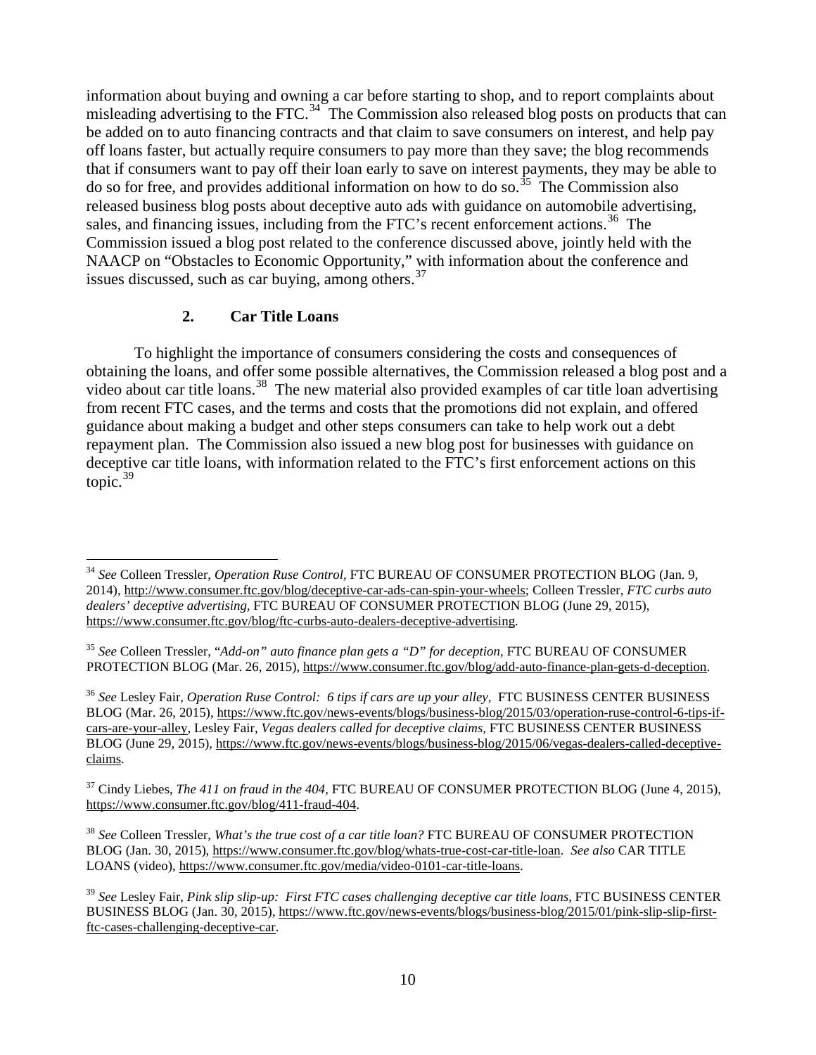information about buying and owning a car before starting to shop, and to report complaints about misleading advertising to the FTC.[34] The Commission also released blog posts on products that can be added on to auto financing contracts and that claim to save consumers on interest, and help pay off loans faster, but actually require consumers to pay more than they save; the blog recommends that if consumers want to pay off their loan early to save on interest payments, they may be able to do so for free, and provides additional information on how to do so.[35] The Commission also released business blog posts about deceptive auto ads with guidance on automobile advertising, sales, and financing issues, including from the FTC's recent enforcement actions.[36] The Commission issued a blog post related to the conference discussed above, jointly held with the NAACP on "Obstacles to Economic Opportunity," with information about the conference and issues discussed, such as car buying, among others.[37]

### 2. Car Title Loans

To highlight the importance of consumers considering the costs and consequences of obtaining the loans, and offer some possible alternatives, the Commission released a blog post and a video about car title loans.[38] The new material also provided examples of car title loan advertising from recent FTC cases, and the terms and costs that the promotions did not explain, and offered guidance about making a budget and other steps consumers can take to help work out a debt repayment plan. The Commission also issued a new blog post for businesses with guidance on deceptive car title loans, with information related to the FTC's first enforcement actions on this topic.[39]

---

[34] *See* Colleen Tressler, *Operation Ruse Control*, FTC BUREAU OF CONSUMER PROTECTION BLOG (Jan. 9, 2014), http://www.consumer.ftc.gov/blog/deceptive-car-ads-can-spin-your-wheels; Colleen Tressler, *FTC curbs auto dealers' deceptive advertising*, FTC BUREAU OF CONSUMER PROTECTION BLOG (June 29, 2015), https://www.consumer.ftc.gov/blog/ftc-curbs-auto-dealers-deceptive-advertising.

[35] *See* Colleen Tressler, *"Add-on" auto finance plan gets a "D" for deception*, FTC BUREAU OF CONSUMER PROTECTION BLOG (Mar. 26, 2015), https://www.consumer.ftc.gov/blog/add-auto-finance-plan-gets-d-deception.

[36] *See* Lesley Fair, *Operation Ruse Control: 6 tips if cars are up your alley,* FTC BUSINESS CENTER BUSINESS BLOG (Mar. 26, 2015), https://www.ftc.gov/news-events/blogs/business-blog/2015/03/operation-ruse-control-6-tips-if-cars-are-your-alley, Lesley Fair, *Vegas dealers called for deceptive claims*, FTC BUSINESS CENTER BUSINESS BLOG (June 29, 2015), https://www.ftc.gov/news-events/blogs/business-blog/2015/06/vegas-dealers-called-deceptive-claims.

[37] Cindy Liebes, *The 411 on fraud in the 404,* FTC BUREAU OF CONSUMER PROTECTION BLOG (June 4, 2015), https://www.consumer.ftc.gov/blog/411-fraud-404.

[38] *See* Colleen Tressler, *What's the true cost of a car title loan?* FTC BUREAU OF CONSUMER PROTECTION BLOG (Jan. 30, 2015), https://www.consumer.ftc.gov/blog/whats-true-cost-car-title-loan. *See also* CAR TITLE LOANS (video), https://www.consumer.ftc.gov/media/video-0101-car-title-loans.

[39] *See* Lesley Fair, *Pink slip slip-up: First FTC cases challenging deceptive car title loans,* FTC BUSINESS CENTER BUSINESS BLOG (Jan. 30, 2015), https://www.ftc.gov/news-events/blogs/business-blog/2015/01/pink-slip-slip-first-ftc-cases-challenging-deceptive-car.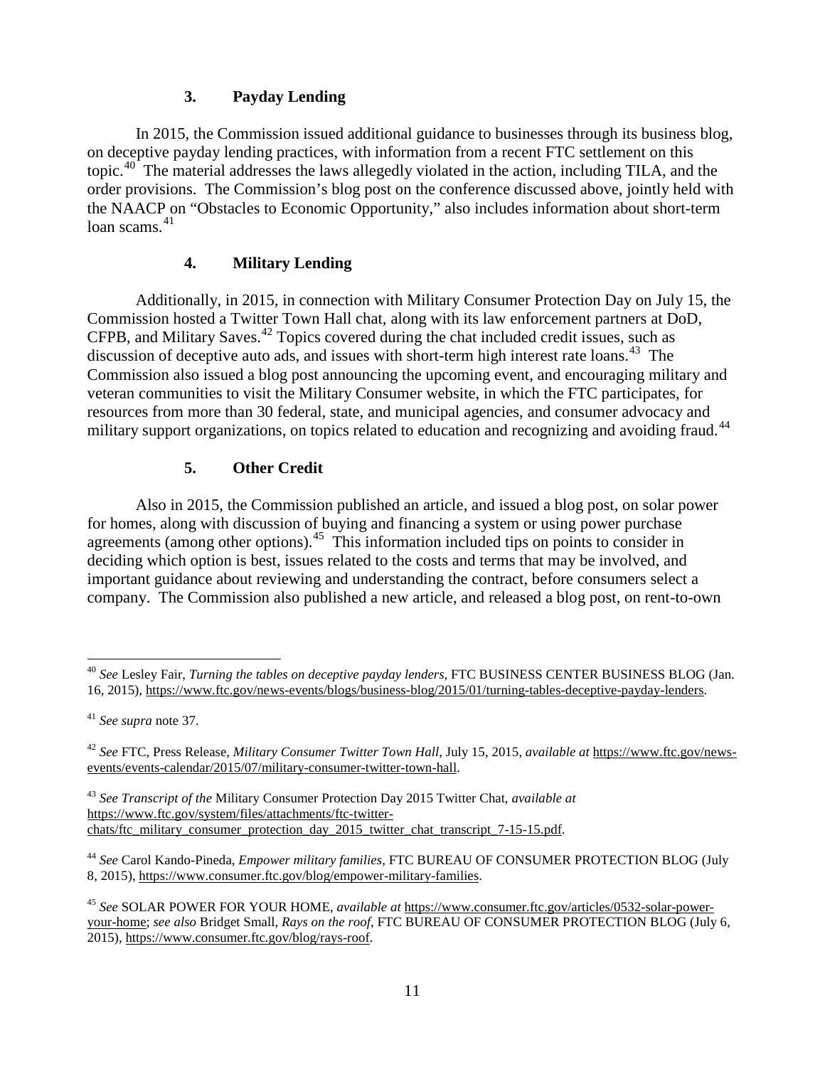### 3. Payday Lending

In 2015, the Commission issued additional guidance to businesses through its business blog, on deceptive payday lending practices, with information from a recent FTC settlement on this topic.[40] The material addresses the laws allegedly violated in the action, including TILA, and the order provisions. The Commission's blog post on the conference discussed above, jointly held with the NAACP on "Obstacles to Economic Opportunity," also includes information about short-term loan scams.[41]

### 4. Military Lending

Additionally, in 2015, in connection with Military Consumer Protection Day on July 15, the Commission hosted a Twitter Town Hall chat, along with its law enforcement partners at DoD, CFPB, and Military Saves.[42] Topics covered during the chat included credit issues, such as discussion of deceptive auto ads, and issues with short-term high interest rate loans.[43] The Commission also issued a blog post announcing the upcoming event, and encouraging military and veteran communities to visit the Military Consumer website, in which the FTC participates, for resources from more than 30 federal, state, and municipal agencies, and consumer advocacy and military support organizations, on topics related to education and recognizing and avoiding fraud.[44]

### 5. Other Credit

Also in 2015, the Commission published an article, and issued a blog post, on solar power for homes, along with discussion of buying and financing a system or using power purchase agreements (among other options).[45] This information included tips on points to consider in deciding which option is best, issues related to the costs and terms that may be involved, and important guidance about reviewing and understanding the contract, before consumers select a company. The Commission also published a new article, and released a blog post, on rent-to-own

---

[40] *See* Lesley Fair, *Turning the tables on deceptive payday lenders*, FTC BUSINESS CENTER BUSINESS BLOG (Jan. 16, 2015), https://www.ftc.gov/news-events/blogs/business-blog/2015/01/turning-tables-deceptive-payday-lenders.

[41] *See supra* note 37.

[42] *See* FTC, Press Release, *Military Consumer Twitter Town Hall*, July 15, 2015, *available at* https://www.ftc.gov/news-events/events-calendar/2015/07/military-consumer-twitter-town-hall.

[43] *See Transcript of the* Military Consumer Protection Day 2015 Twitter Chat, *available at* https://www.ftc.gov/system/files/attachments/ftc-twitter-chats/ftc_military_consumer_protection_day_2015_twitter_chat_transcript_7-15-15.pdf.

[44] *See* Carol Kando-Pineda, *Empower military families*, FTC BUREAU OF CONSUMER PROTECTION BLOG (July 8, 2015), https://www.consumer.ftc.gov/blog/empower-military-families.

[45] *See* SOLAR POWER FOR YOUR HOME, *available at* https://www.consumer.ftc.gov/articles/0532-solar-power-your-home; *see also* Bridget Small, *Rays on the roof*, FTC BUREAU OF CONSUMER PROTECTION BLOG (July 6, 2015), https://www.consumer.ftc.gov/blog/rays-roof.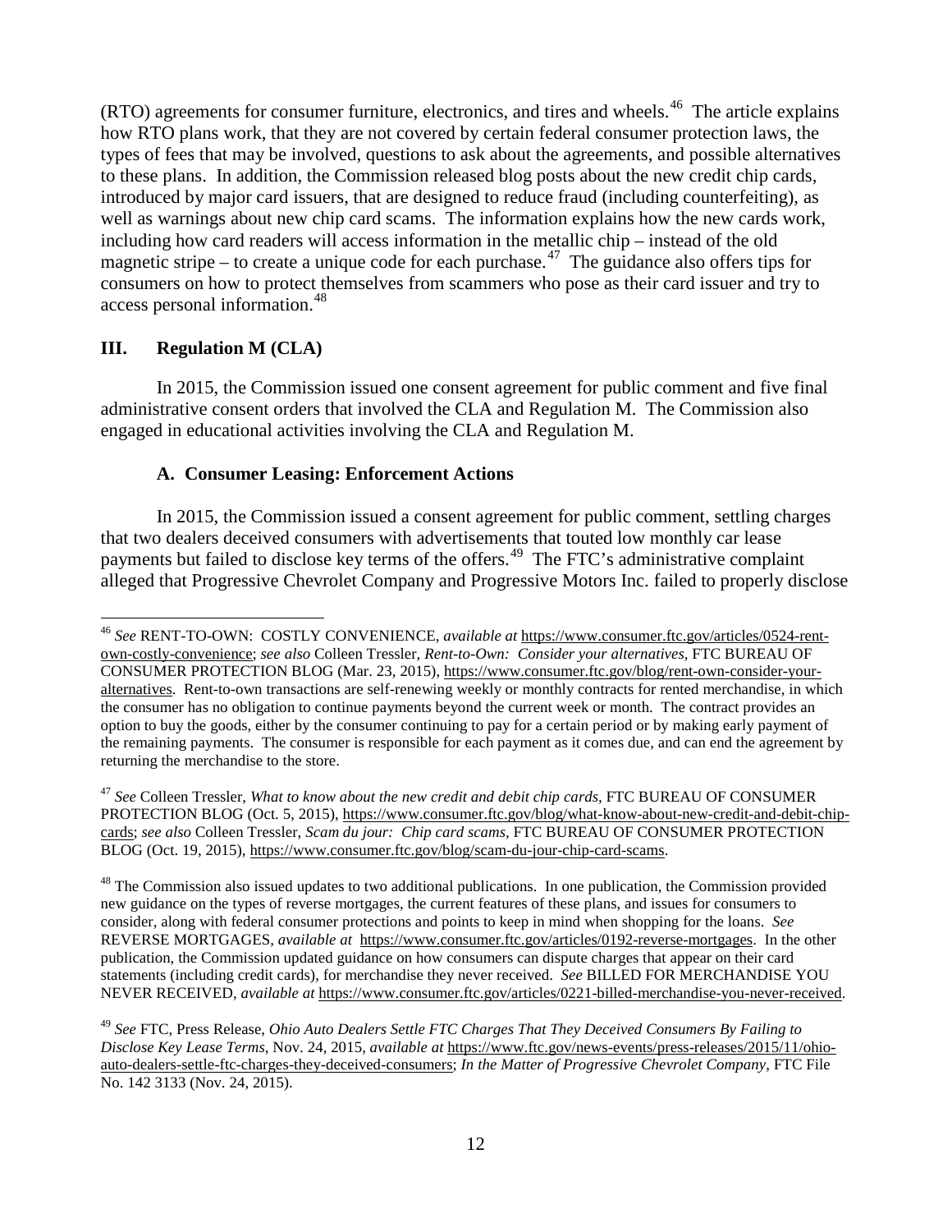(RTO) agreements for consumer furniture, electronics, and tires and wheels.[46] The article explains how RTO plans work, that they are not covered by certain federal consumer protection laws, the types of fees that may be involved, questions to ask about the agreements, and possible alternatives to these plans. In addition, the Commission released blog posts about the new credit chip cards, introduced by major card issuers, that are designed to reduce fraud (including counterfeiting), as well as warnings about new chip card scams. The information explains how the new cards work, including how card readers will access information in the metallic chip – instead of the old magnetic stripe – to create a unique code for each purchase.[47] The guidance also offers tips for consumers on how to protect themselves from scammers who pose as their card issuer and try to access personal information.[48]

## III. Regulation M (CLA)

In 2015, the Commission issued one consent agreement for public comment and five final administrative consent orders that involved the CLA and Regulation M. The Commission also engaged in educational activities involving the CLA and Regulation M.

### A. Consumer Leasing: Enforcement Actions

In 2015, the Commission issued a consent agreement for public comment, settling charges that two dealers deceived consumers with advertisements that touted low monthly car lease payments but failed to disclose key terms of the offers.[49] The FTC's administrative complaint alleged that Progressive Chevrolet Company and Progressive Motors Inc. failed to properly disclose

---

[46] *See* RENT-TO-OWN: COSTLY CONVENIENCE, *available at* https://www.consumer.ftc.gov/articles/0524-rent-own-costly-convenience; *see also* Colleen Tressler, *Rent-to-Own: Consider your alternatives,* FTC BUREAU OF CONSUMER PROTECTION BLOG (Mar. 23, 2015), https://www.consumer.ftc.gov/blog/rent-own-consider-your-alternatives. Rent-to-own transactions are self-renewing weekly or monthly contracts for rented merchandise, in which the consumer has no obligation to continue payments beyond the current week or month. The contract provides an option to buy the goods, either by the consumer continuing to pay for a certain period or by making early payment of the remaining payments. The consumer is responsible for each payment as it comes due, and can end the agreement by returning the merchandise to the store.

[47] *See* Colleen Tressler, *What to know about the new credit and debit chip cards,* FTC BUREAU OF CONSUMER PROTECTION BLOG (Oct. 5, 2015), https://www.consumer.ftc.gov/blog/what-know-about-new-credit-and-debit-chip-cards; *see also* Colleen Tressler, *Scam du jour: Chip card scams,* FTC BUREAU OF CONSUMER PROTECTION BLOG (Oct. 19, 2015), https://www.consumer.ftc.gov/blog/scam-du-jour-chip-card-scams.

[48] The Commission also issued updates to two additional publications. In one publication, the Commission provided new guidance on the types of reverse mortgages, the current features of these plans, and issues for consumers to consider, along with federal consumer protections and points to keep in mind when shopping for the loans. *See* REVERSE MORTGAGES, *available at* https://www.consumer.ftc.gov/articles/0192-reverse-mortgages. In the other publication, the Commission updated guidance on how consumers can dispute charges that appear on their card statements (including credit cards), for merchandise they never received. *See* BILLED FOR MERCHANDISE YOU NEVER RECEIVED, *available at* https://www.consumer.ftc.gov/articles/0221-billed-merchandise-you-never-received.

[49] *See* FTC, Press Release, *Ohio Auto Dealers Settle FTC Charges That They Deceived Consumers By Failing to Disclose Key Lease Terms,* Nov. 24, 2015, *available at* https://www.ftc.gov/news-events/press-releases/2015/11/ohio-auto-dealers-settle-ftc-charges-they-deceived-consumers; *In the Matter of Progressive Chevrolet Company*, FTC File No. 142 3133 (Nov. 24, 2015).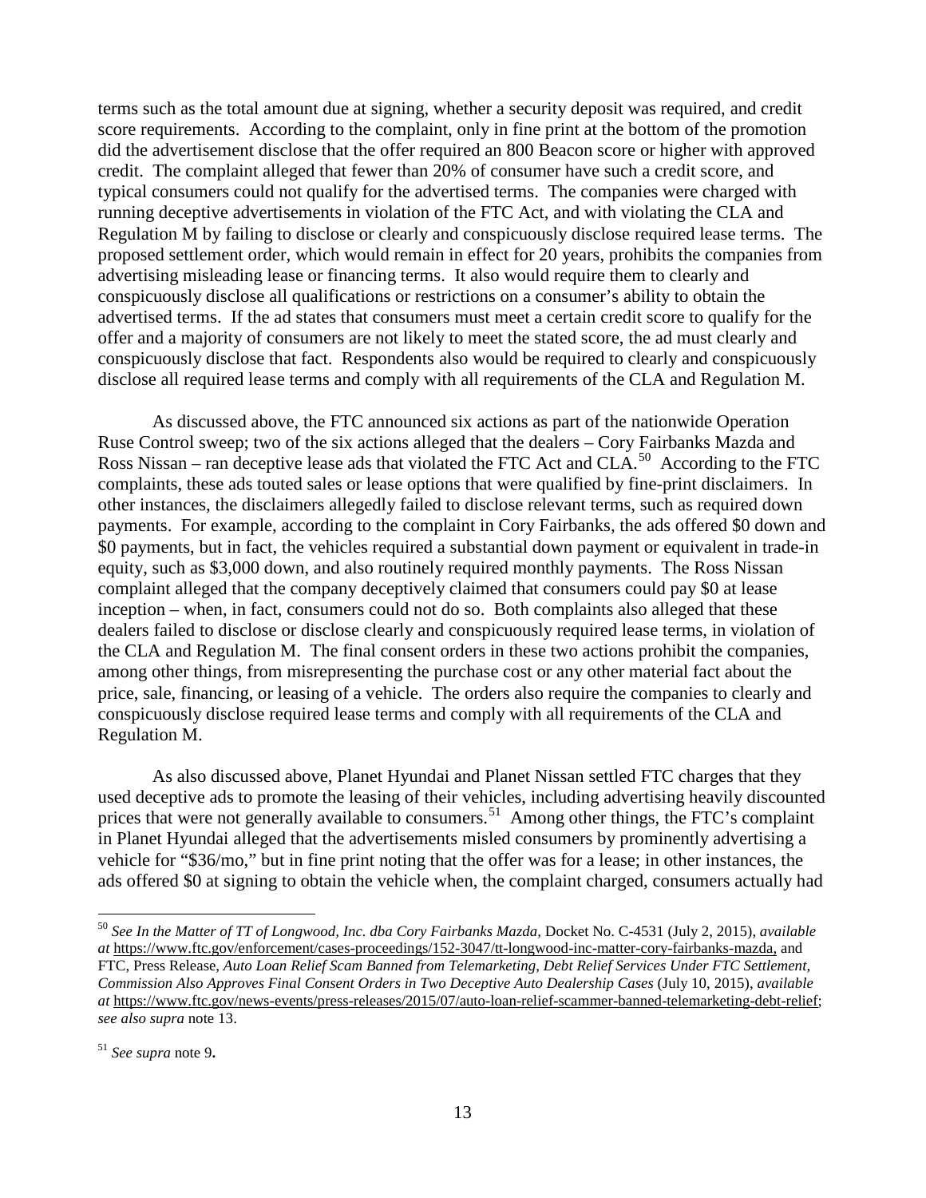terms such as the total amount due at signing, whether a security deposit was required, and credit score requirements. According to the complaint, only in fine print at the bottom of the promotion did the advertisement disclose that the offer required an 800 Beacon score or higher with approved credit. The complaint alleged that fewer than 20% of consumer have such a credit score, and typical consumers could not qualify for the advertised terms. The companies were charged with running deceptive advertisements in violation of the FTC Act, and with violating the CLA and Regulation M by failing to disclose or clearly and conspicuously disclose required lease terms. The proposed settlement order, which would remain in effect for 20 years, prohibits the companies from advertising misleading lease or financing terms. It also would require them to clearly and conspicuously disclose all qualifications or restrictions on a consumer's ability to obtain the advertised terms. If the ad states that consumers must meet a certain credit score to qualify for the offer and a majority of consumers are not likely to meet the stated score, the ad must clearly and conspicuously disclose that fact. Respondents also would be required to clearly and conspicuously disclose all required lease terms and comply with all requirements of the CLA and Regulation M.

As discussed above, the FTC announced six actions as part of the nationwide Operation Ruse Control sweep; two of the six actions alleged that the dealers – Cory Fairbanks Mazda and Ross Nissan – ran deceptive lease ads that violated the FTC Act and CLA.[50] According to the FTC complaints, these ads touted sales or lease options that were qualified by fine-print disclaimers. In other instances, the disclaimers allegedly failed to disclose relevant terms, such as required down payments. For example, according to the complaint in Cory Fairbanks, the ads offered $0 down and $0 payments, but in fact, the vehicles required a substantial down payment or equivalent in trade-in equity, such as $3,000 down, and also routinely required monthly payments. The Ross Nissan complaint alleged that the company deceptively claimed that consumers could pay $0 at lease inception – when, in fact, consumers could not do so. Both complaints also alleged that these dealers failed to disclose or disclose clearly and conspicuously required lease terms, in violation of the CLA and Regulation M. The final consent orders in these two actions prohibit the companies, among other things, from misrepresenting the purchase cost or any other material fact about the price, sale, financing, or leasing of a vehicle. The orders also require the companies to clearly and conspicuously disclose required lease terms and comply with all requirements of the CLA and Regulation M.

As also discussed above, Planet Hyundai and Planet Nissan settled FTC charges that they used deceptive ads to promote the leasing of their vehicles, including advertising heavily discounted prices that were not generally available to consumers.[51] Among other things, the FTC's complaint in Planet Hyundai alleged that the advertisements misled consumers by prominently advertising a vehicle for "$36/mo," but in fine print noting that the offer was for a lease; in other instances, the ads offered $0 at signing to obtain the vehicle when, the complaint charged, consumers actually had

---

[50] *See In the Matter of TT of Longwood, Inc. dba Cory Fairbanks Mazda,* Docket No. C-4531 (July 2, 2015), *available at* https://www.ftc.gov/enforcement/cases-proceedings/152-3047/tt-longwood-inc-matter-cory-fairbanks-mazda, and FTC, Press Release, *Auto Loan Relief Scam Banned from Telemarketing, Debt Relief Services Under FTC Settlement, Commission Also Approves Final Consent Orders in Two Deceptive Auto Dealership Cases* (July 10, 2015), *available at* https://www.ftc.gov/news-events/press-releases/2015/07/auto-loan-relief-scammer-banned-telemarketing-debt-relief; *see also supra* note 13.

[51] *See supra* note 9**.**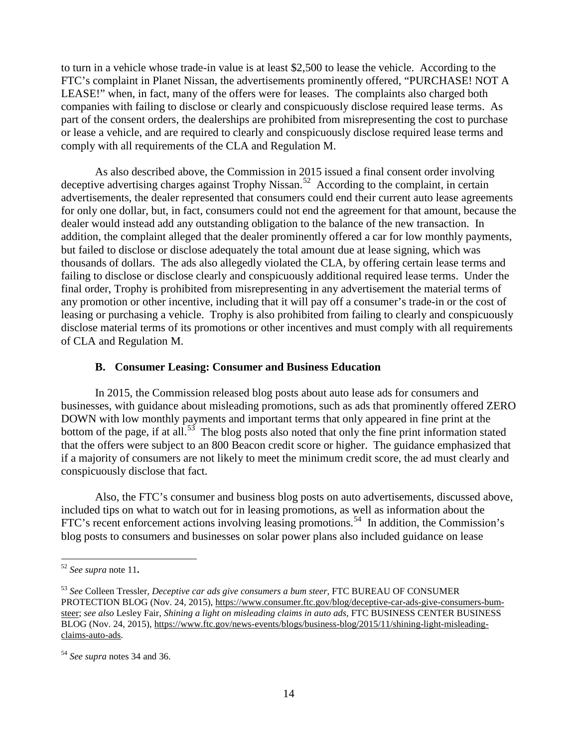to turn in a vehicle whose trade-in value is at least $2,500 to lease the vehicle. According to the FTC's complaint in Planet Nissan, the advertisements prominently offered, "PURCHASE! NOT A LEASE!" when, in fact, many of the offers were for leases. The complaints also charged both companies with failing to disclose or clearly and conspicuously disclose required lease terms. As part of the consent orders, the dealerships are prohibited from misrepresenting the cost to purchase or lease a vehicle, and are required to clearly and conspicuously disclose required lease terms and comply with all requirements of the CLA and Regulation M.

As also described above, the Commission in 2015 issued a final consent order involving deceptive advertising charges against Trophy Nissan.[52] According to the complaint, in certain advertisements, the dealer represented that consumers could end their current auto lease agreements for only one dollar, but, in fact, consumers could not end the agreement for that amount, because the dealer would instead add any outstanding obligation to the balance of the new transaction. In addition, the complaint alleged that the dealer prominently offered a car for low monthly payments, but failed to disclose or disclose adequately the total amount due at lease signing, which was thousands of dollars. The ads also allegedly violated the CLA, by offering certain lease terms and failing to disclose or disclose clearly and conspicuously additional required lease terms. Under the final order, Trophy is prohibited from misrepresenting in any advertisement the material terms of any promotion or other incentive, including that it will pay off a consumer's trade-in or the cost of leasing or purchasing a vehicle. Trophy is also prohibited from failing to clearly and conspicuously disclose material terms of its promotions or other incentives and must comply with all requirements of CLA and Regulation M.

### B. Consumer Leasing: Consumer and Business Education

In 2015, the Commission released blog posts about auto lease ads for consumers and businesses, with guidance about misleading promotions, such as ads that prominently offered ZERO DOWN with low monthly payments and important terms that only appeared in fine print at the bottom of the page, if at all.[53] The blog posts also noted that only the fine print information stated that the offers were subject to an 800 Beacon credit score or higher. The guidance emphasized that if a majority of consumers are not likely to meet the minimum credit score, the ad must clearly and conspicuously disclose that fact.

Also, the FTC's consumer and business blog posts on auto advertisements, discussed above, included tips on what to watch out for in leasing promotions, as well as information about the FTC's recent enforcement actions involving leasing promotions.[54] In addition, the Commission's blog posts to consumers and businesses on solar power plans also included guidance on lease

---

[52] *See supra* note 11.

[53] *See* Colleen Tressler, *Deceptive car ads give consumers a bum steer,* FTC BUREAU OF CONSUMER PROTECTION BLOG (Nov. 24, 2015), https://www.consumer.ftc.gov/blog/deceptive-car-ads-give-consumers-bum-steer; *see also* Lesley Fair, *Shining a light on misleading claims in auto ads,* FTC BUSINESS CENTER BUSINESS BLOG (Nov. 24, 2015), https://www.ftc.gov/news-events/blogs/business-blog/2015/11/shining-light-misleading-claims-auto-ads.

[54] *See supra* notes 34 and 36.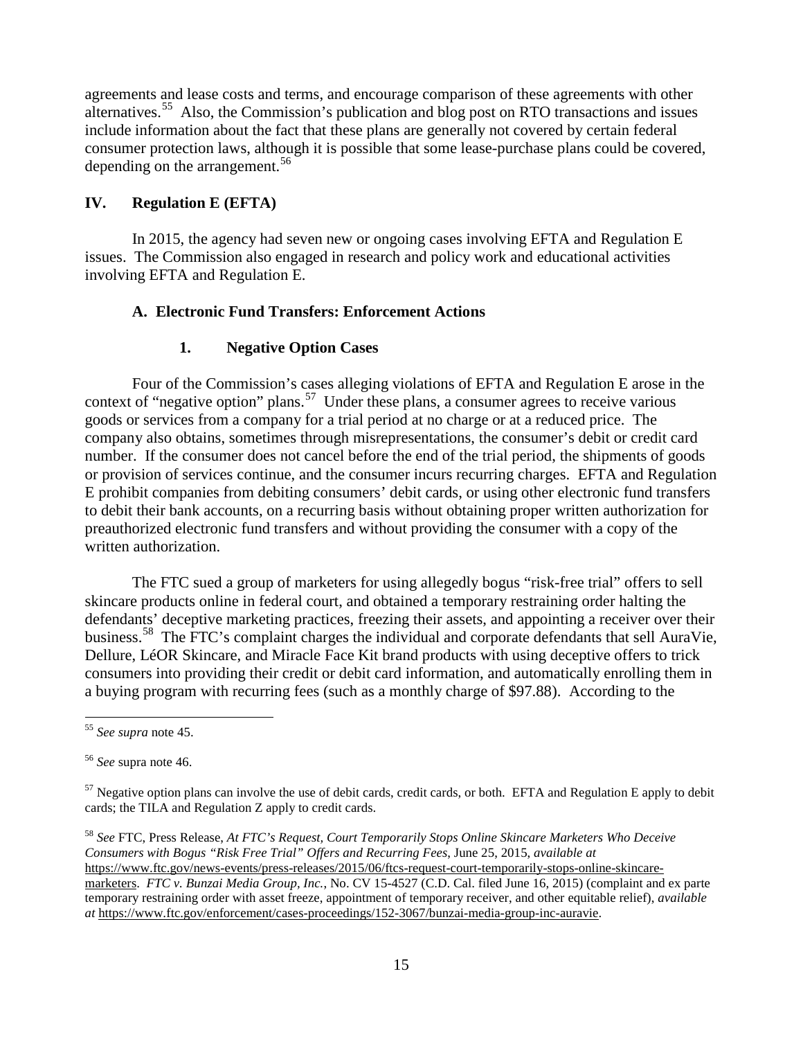agreements and lease costs and terms, and encourage comparison of these agreements with other alternatives.[55] Also, the Commission's publication and blog post on RTO transactions and issues include information about the fact that these plans are generally not covered by certain federal consumer protection laws, although it is possible that some lease-purchase plans could be covered, depending on the arrangement.[56]

## IV. Regulation E (EFTA)

In 2015, the agency had seven new or ongoing cases involving EFTA and Regulation E issues. The Commission also engaged in research and policy work and educational activities involving EFTA and Regulation E.

### A. Electronic Fund Transfers: Enforcement Actions

#### 1. Negative Option Cases

Four of the Commission's cases alleging violations of EFTA and Regulation E arose in the context of "negative option" plans.[57] Under these plans, a consumer agrees to receive various goods or services from a company for a trial period at no charge or at a reduced price. The company also obtains, sometimes through misrepresentations, the consumer's debit or credit card number. If the consumer does not cancel before the end of the trial period, the shipments of goods or provision of services continue, and the consumer incurs recurring charges. EFTA and Regulation E prohibit companies from debiting consumers' debit cards, or using other electronic fund transfers to debit their bank accounts, on a recurring basis without obtaining proper written authorization for preauthorized electronic fund transfers and without providing the consumer with a copy of the written authorization.

The FTC sued a group of marketers for using allegedly bogus "risk-free trial" offers to sell skincare products online in federal court, and obtained a temporary restraining order halting the defendants' deceptive marketing practices, freezing their assets, and appointing a receiver over their business.[58] The FTC's complaint charges the individual and corporate defendants that sell AuraVie, Dellure, LéOR Skincare, and Miracle Face Kit brand products with using deceptive offers to trick consumers into providing their credit or debit card information, and automatically enrolling them in a buying program with recurring fees (such as a monthly charge of $97.88). According to the

---

[55] *See supra* note 45.

[56] *See* supra note 46.

[57] Negative option plans can involve the use of debit cards, credit cards, or both. EFTA and Regulation E apply to debit cards; the TILA and Regulation Z apply to credit cards.

[58] *See* FTC, Press Release, *At FTC's Request, Court Temporarily Stops Online Skincare Marketers Who Deceive Consumers with Bogus "Risk Free Trial" Offers and Recurring Fees*, June 25, 2015, *available at* https://www.ftc.gov/news-events/press-releases/2015/06/ftcs-request-court-temporarily-stops-online-skincare-marketers. *FTC v. Bunzai Media Group, Inc.*, No. CV 15-4527 (C.D. Cal. filed June 16, 2015) (complaint and ex parte temporary restraining order with asset freeze, appointment of temporary receiver, and other equitable relief), *available at* https://www.ftc.gov/enforcement/cases-proceedings/152-3067/bunzai-media-group-inc-auravie.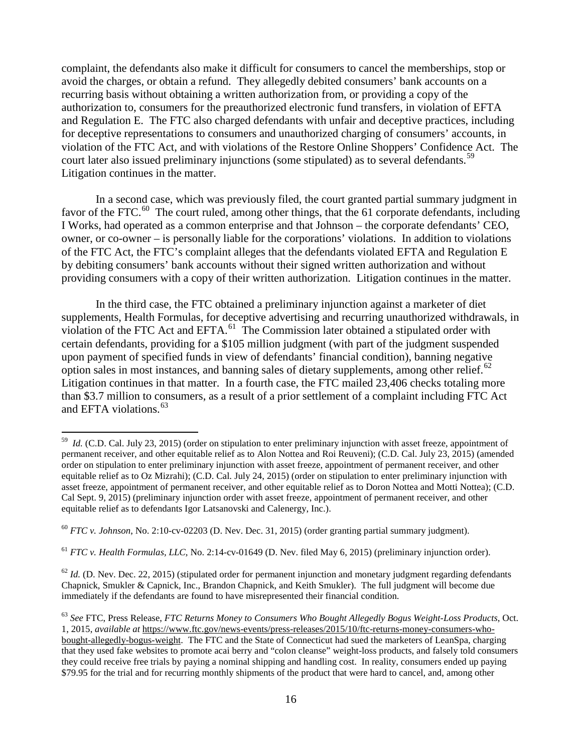complaint, the defendants also make it difficult for consumers to cancel the memberships, stop or avoid the charges, or obtain a refund. They allegedly debited consumers' bank accounts on a recurring basis without obtaining a written authorization from, or providing a copy of the authorization to, consumers for the preauthorized electronic fund transfers, in violation of EFTA and Regulation E. The FTC also charged defendants with unfair and deceptive practices, including for deceptive representations to consumers and unauthorized charging of consumers' accounts, in violation of the FTC Act, and with violations of the Restore Online Shoppers' Confidence Act. The court later also issued preliminary injunctions (some stipulated) as to several defendants.[59] Litigation continues in the matter.

In a second case, which was previously filed, the court granted partial summary judgment in favor of the FTC.[60] The court ruled, among other things, that the 61 corporate defendants, including I Works, had operated as a common enterprise and that Johnson – the corporate defendants' CEO, owner, or co-owner – is personally liable for the corporations' violations. In addition to violations of the FTC Act, the FTC's complaint alleges that the defendants violated EFTA and Regulation E by debiting consumers' bank accounts without their signed written authorization and without providing consumers with a copy of their written authorization. Litigation continues in the matter.

In the third case, the FTC obtained a preliminary injunction against a marketer of diet supplements, Health Formulas, for deceptive advertising and recurring unauthorized withdrawals, in violation of the FTC Act and EFTA.[61] The Commission later obtained a stipulated order with certain defendants, providing for a $105 million judgment (with part of the judgment suspended upon payment of specified funds in view of defendants' financial condition), banning negative option sales in most instances, and banning sales of dietary supplements, among other relief.[62] Litigation continues in that matter. In a fourth case, the FTC mailed 23,406 checks totaling more than $3.7 million to consumers, as a result of a prior settlement of a complaint including FTC Act and EFTA violations.[63]

---

[59] *Id.* (C.D. Cal. July 23, 2015) (order on stipulation to enter preliminary injunction with asset freeze, appointment of permanent receiver, and other equitable relief as to Alon Nottea and Roi Reuveni); (C.D. Cal. July 23, 2015) (amended order on stipulation to enter preliminary injunction with asset freeze, appointment of permanent receiver, and other equitable relief as to Oz Mizrahi); (C.D. Cal. July 24, 2015) (order on stipulation to enter preliminary injunction with asset freeze, appointment of permanent receiver, and other equitable relief as to Doron Nottea and Motti Nottea); (C.D. Cal Sept. 9, 2015) (preliminary injunction order with asset freeze, appointment of permanent receiver, and other equitable relief as to defendants Igor Latsanovski and Calenergy, Inc.).

[60] *FTC v. Johnson*, No. 2:10-cv-02203 (D. Nev. Dec. 31, 2015) (order granting partial summary judgment).

[61] *FTC v. Health Formulas, LLC*, No. 2:14-cv-01649 (D. Nev. filed May 6, 2015) (preliminary injunction order).

[62] *Id.* (D. Nev. Dec. 22, 2015) (stipulated order for permanent injunction and monetary judgment regarding defendants Chapnick, Smukler & Capnick, Inc., Brandon Chapnick, and Keith Smukler). The full judgment will become due immediately if the defendants are found to have misrepresented their financial condition.

[63] *See* FTC, Press Release, *FTC Returns Money to Consumers Who Bought Allegedly Bogus Weight-Loss Products*, Oct. 1, 2015, *available at* https://www.ftc.gov/news-events/press-releases/2015/10/ftc-returns-money-consumers-who-bought-allegedly-bogus-weight. The FTC and the State of Connecticut had sued the marketers of LeanSpa, charging that they used fake websites to promote acai berry and "colon cleanse" weight-loss products, and falsely told consumers they could receive free trials by paying a nominal shipping and handling cost. In reality, consumers ended up paying $79.95 for the trial and for recurring monthly shipments of the product that were hard to cancel, and, among other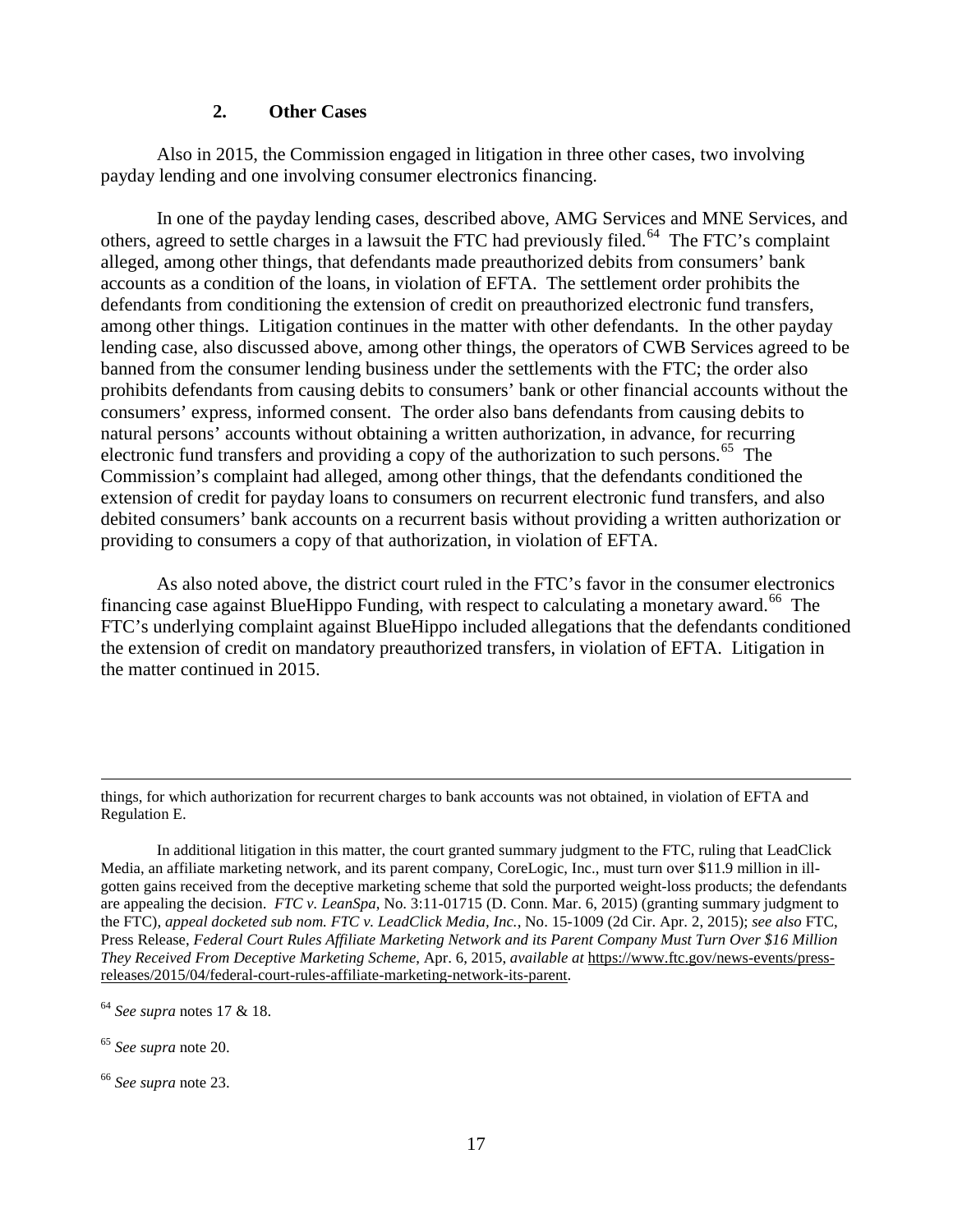### 2. Other Cases

Also in 2015, the Commission engaged in litigation in three other cases, two involving payday lending and one involving consumer electronics financing.

In one of the payday lending cases, described above, AMG Services and MNE Services, and others, agreed to settle charges in a lawsuit the FTC had previously filed.[64] The FTC's complaint alleged, among other things, that defendants made preauthorized debits from consumers' bank accounts as a condition of the loans, in violation of EFTA. The settlement order prohibits the defendants from conditioning the extension of credit on preauthorized electronic fund transfers, among other things. Litigation continues in the matter with other defendants. In the other payday lending case, also discussed above, among other things, the operators of CWB Services agreed to be banned from the consumer lending business under the settlements with the FTC; the order also prohibits defendants from causing debits to consumers' bank or other financial accounts without the consumers' express, informed consent. The order also bans defendants from causing debits to natural persons' accounts without obtaining a written authorization, in advance, for recurring electronic fund transfers and providing a copy of the authorization to such persons.[65] The Commission's complaint had alleged, among other things, that the defendants conditioned the extension of credit for payday loans to consumers on recurrent electronic fund transfers, and also debited consumers' bank accounts on a recurrent basis without providing a written authorization or providing to consumers a copy of that authorization, in violation of EFTA.

As also noted above, the district court ruled in the FTC's favor in the consumer electronics financing case against BlueHippo Funding, with respect to calculating a monetary award.[66] The FTC's underlying complaint against BlueHippo included allegations that the defendants conditioned the extension of credit on mandatory preauthorized transfers, in violation of EFTA. Litigation in the matter continued in 2015.

---

things, for which authorization for recurrent charges to bank accounts was not obtained, in violation of EFTA and Regulation E.

In additional litigation in this matter, the court granted summary judgment to the FTC, ruling that LeadClick Media, an affiliate marketing network, and its parent company, CoreLogic, Inc., must turn over $11.9 million in ill-gotten gains received from the deceptive marketing scheme that sold the purported weight-loss products; the defendants are appealing the decision. *FTC v. LeanSpa*, No. 3:11-01715 (D. Conn. Mar. 6, 2015) (granting summary judgment to the FTC), *appeal docketed sub nom. FTC v. LeadClick Media, Inc.*, No. 15-1009 (2d Cir. Apr. 2, 2015); *see also* FTC, Press Release, *Federal Court Rules Affiliate Marketing Network and its Parent Company Must Turn Over $16 Million They Received From Deceptive Marketing Scheme*, Apr. 6, 2015, *available at* https://www.ftc.gov/news-events/press-releases/2015/04/federal-court-rules-affiliate-marketing-network-its-parent.

[64] *See supra* notes 17 & 18.

[65] *See supra* note 20.

[66] *See supra* note 23.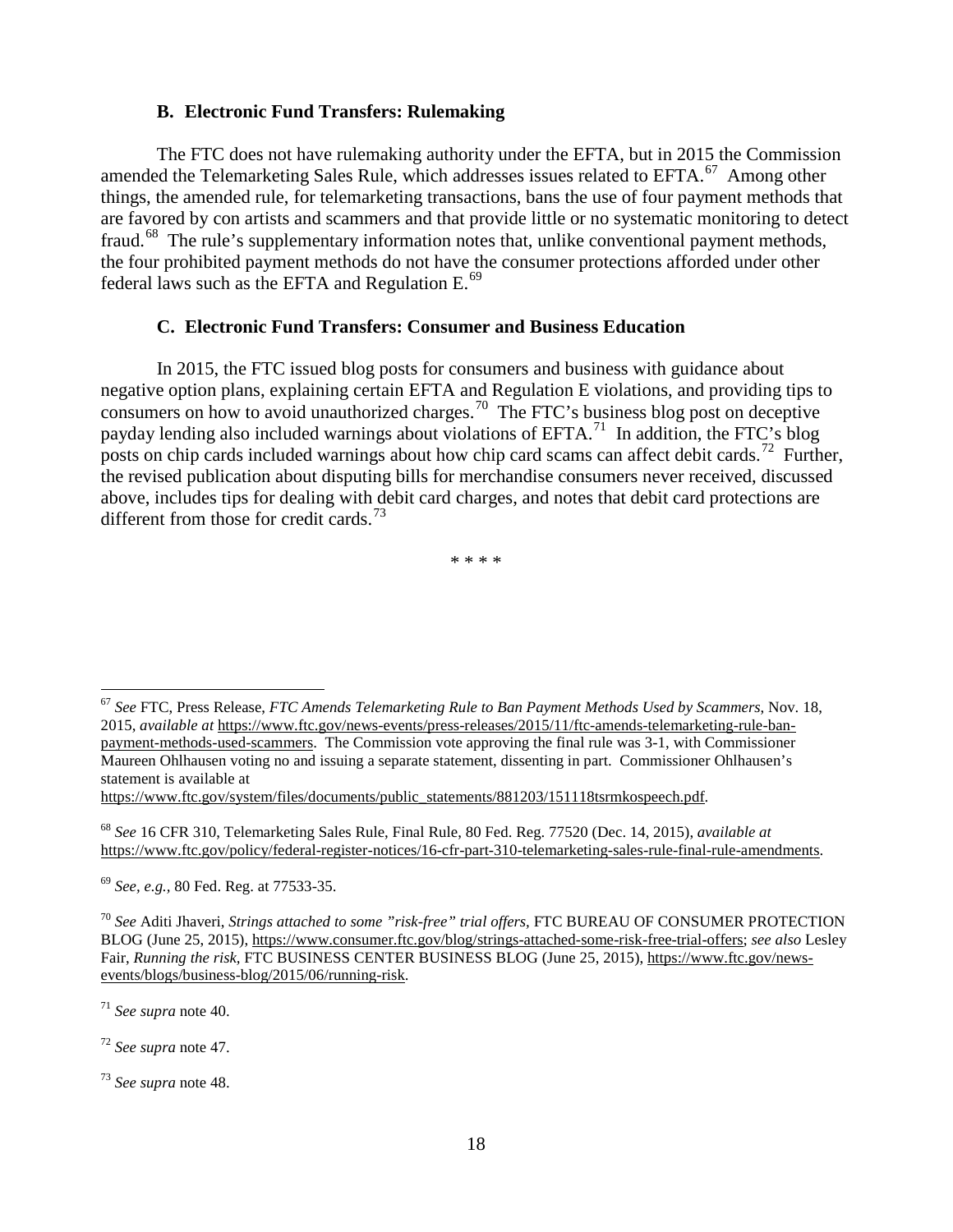### B. Electronic Fund Transfers: Rulemaking

The FTC does not have rulemaking authority under the EFTA, but in 2015 the Commission amended the Telemarketing Sales Rule, which addresses issues related to EFTA.[67] Among other things, the amended rule, for telemarketing transactions, bans the use of four payment methods that are favored by con artists and scammers and that provide little or no systematic monitoring to detect fraud.[68] The rule's supplementary information notes that, unlike conventional payment methods, the four prohibited payment methods do not have the consumer protections afforded under other federal laws such as the EFTA and Regulation E.[69]

### C. Electronic Fund Transfers: Consumer and Business Education

In 2015, the FTC issued blog posts for consumers and business with guidance about negative option plans, explaining certain EFTA and Regulation E violations, and providing tips to consumers on how to avoid unauthorized charges.[70] The FTC's business blog post on deceptive payday lending also included warnings about violations of EFTA.[71] In addition, the FTC's blog posts on chip cards included warnings about how chip card scams can affect debit cards.[72] Further, the revised publication about disputing bills for merchandise consumers never received, discussed above, includes tips for dealing with debit card charges, and notes that debit card protections are different from those for credit cards.[73]

\* \* \* \*

---

[67] *See* FTC, Press Release, *FTC Amends Telemarketing Rule to Ban Payment Methods Used by Scammers*, Nov. 18, 2015, *available at* https://www.ftc.gov/news-events/press-releases/2015/11/ftc-amends-telemarketing-rule-ban-payment-methods-used-scammers. The Commission vote approving the final rule was 3-1, with Commissioner Maureen Ohlhausen voting no and issuing a separate statement, dissenting in part. Commissioner Ohlhausen's statement is available at https://www.ftc.gov/system/files/documents/public_statements/881203/151118tsrmkospeech.pdf.

[68] *See* 16 CFR 310, Telemarketing Sales Rule, Final Rule, 80 Fed. Reg. 77520 (Dec. 14, 2015), *available at* https://www.ftc.gov/policy/federal-register-notices/16-cfr-part-310-telemarketing-sales-rule-final-rule-amendments.

[69] *See, e.g.,* 80 Fed. Reg. at 77533-35.

[70] *See* Aditi Jhaveri, *Strings attached to some "risk-free" trial offers,* FTC BUREAU OF CONSUMER PROTECTION BLOG (June 25, 2015), https://www.consumer.ftc.gov/blog/strings-attached-some-risk-free-trial-offers; *see also* Lesley Fair, *Running the risk,* FTC BUSINESS CENTER BUSINESS BLOG (June 25, 2015), https://www.ftc.gov/news-events/blogs/business-blog/2015/06/running-risk.

[71] *See supra* note 40.

[72] *See supra* note 47.

[73] *See supra* note 48.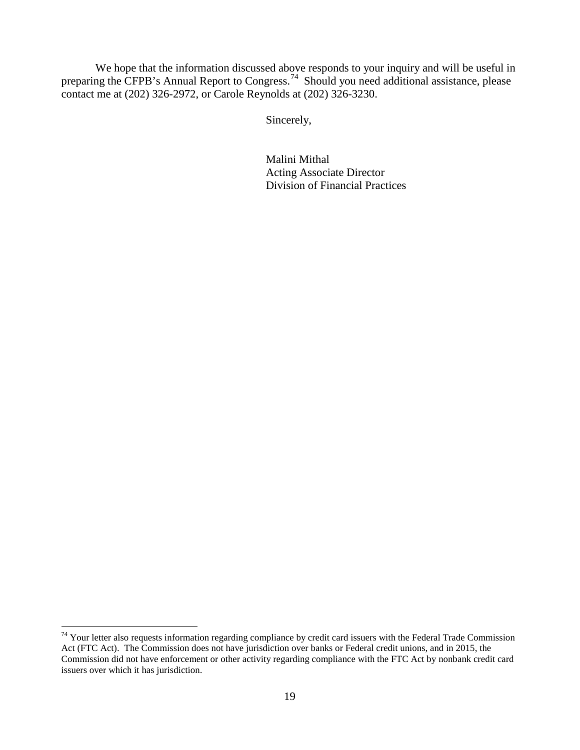We hope that the information discussed above responds to your inquiry and will be useful in preparing the CFPB's Annual Report to Congress.[74] Should you need additional assistance, please contact me at (202) 326-2972, or Carole Reynolds at (202) 326-3230.

Sincerely,

Malini Mithal  
Acting Associate Director  
Division of Financial Practices

---

[74] Your letter also requests information regarding compliance by credit card issuers with the Federal Trade Commission Act (FTC Act). The Commission does not have jurisdiction over banks or Federal credit unions, and in 2015, the Commission did not have enforcement or other activity regarding compliance with the FTC Act by nonbank credit card issuers over which it has jurisdiction.